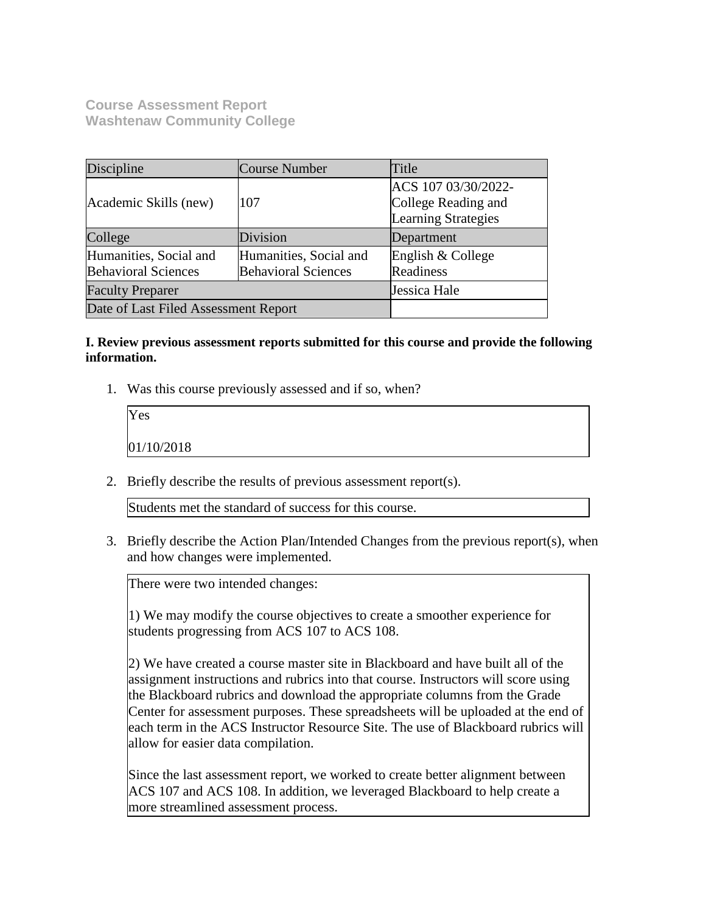**Course Assessment Report**
**Washtenaw Community College**

| Discipline | Course Number | Title |
| --- | --- | --- |
| Academic Skills (new) | 107 | ACS 107 03/30/2022- College Reading and Learning Strategies |
| College | Division | Department |
| Humanities, Social and Behavioral Sciences | Humanities, Social and Behavioral Sciences | English & College Readiness |
| Faculty Preparer | | Jessica Hale |
| Date of Last Filed Assessment Report | | |

**I. Review previous assessment reports submitted for this course and provide the following information.**

1. Was this course previously assessed and if so, when?

   Yes

   01/10/2018

2. Briefly describe the results of previous assessment report(s).

   Students met the standard of success for this course.

3. Briefly describe the Action Plan/Intended Changes from the previous report(s), when and how changes were implemented.

   There were two intended changes:

   1) We may modify the course objectives to create a smoother experience for students progressing from ACS 107 to ACS 108.

   2) We have created a course master site in Blackboard and have built all of the assignment instructions and rubrics into that course. Instructors will score using the Blackboard rubrics and download the appropriate columns from the Grade Center for assessment purposes. These spreadsheets will be uploaded at the end of each term in the ACS Instructor Resource Site. The use of Blackboard rubrics will allow for easier data compilation.

   Since the last assessment report, we worked to create better alignment between ACS 107 and ACS 108. In addition, we leveraged Blackboard to help create a more streamlined assessment process.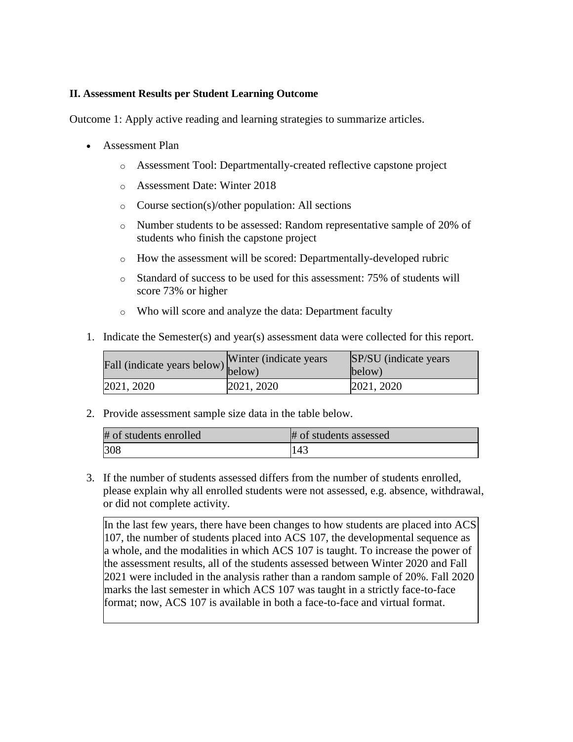**II. Assessment Results per Student Learning Outcome**

Outcome 1: Apply active reading and learning strategies to summarize articles.

- Assessment Plan
    - Assessment Tool: Departmentally-created reflective capstone project
    - Assessment Date: Winter 2018
    - Course section(s)/other population: All sections
    - Number students to be assessed: Random representative sample of 20% of students who finish the capstone project
    - How the assessment will be scored: Departmentally-developed rubric
    - Standard of success to be used for this assessment: 75% of students will score 73% or higher
    - Who will score and analyze the data: Department faculty

1. Indicate the Semester(s) and year(s) assessment data were collected for this report.

| Fall (indicate years below) | Winter (indicate years below) | SP/SU (indicate years below) |
|---|---|---|
| 2021, 2020 | 2021, 2020 | 2021, 2020 |

2. Provide assessment sample size data in the table below.

| # of students enrolled | # of students assessed |
|---|---|
| 308 | 143 |

3. If the number of students assessed differs from the number of students enrolled, please explain why all enrolled students were not assessed, e.g. absence, withdrawal, or did not complete activity.

In the last few years, there have been changes to how students are placed into ACS 107, the number of students placed into ACS 107, the developmental sequence as a whole, and the modalities in which ACS 107 is taught. To increase the power of the assessment results, all of the students assessed between Winter 2020 and Fall 2021 were included in the analysis rather than a random sample of 20%. Fall 2020 marks the last semester in which ACS 107 was taught in a strictly face-to-face format; now, ACS 107 is available in both a face-to-face and virtual format.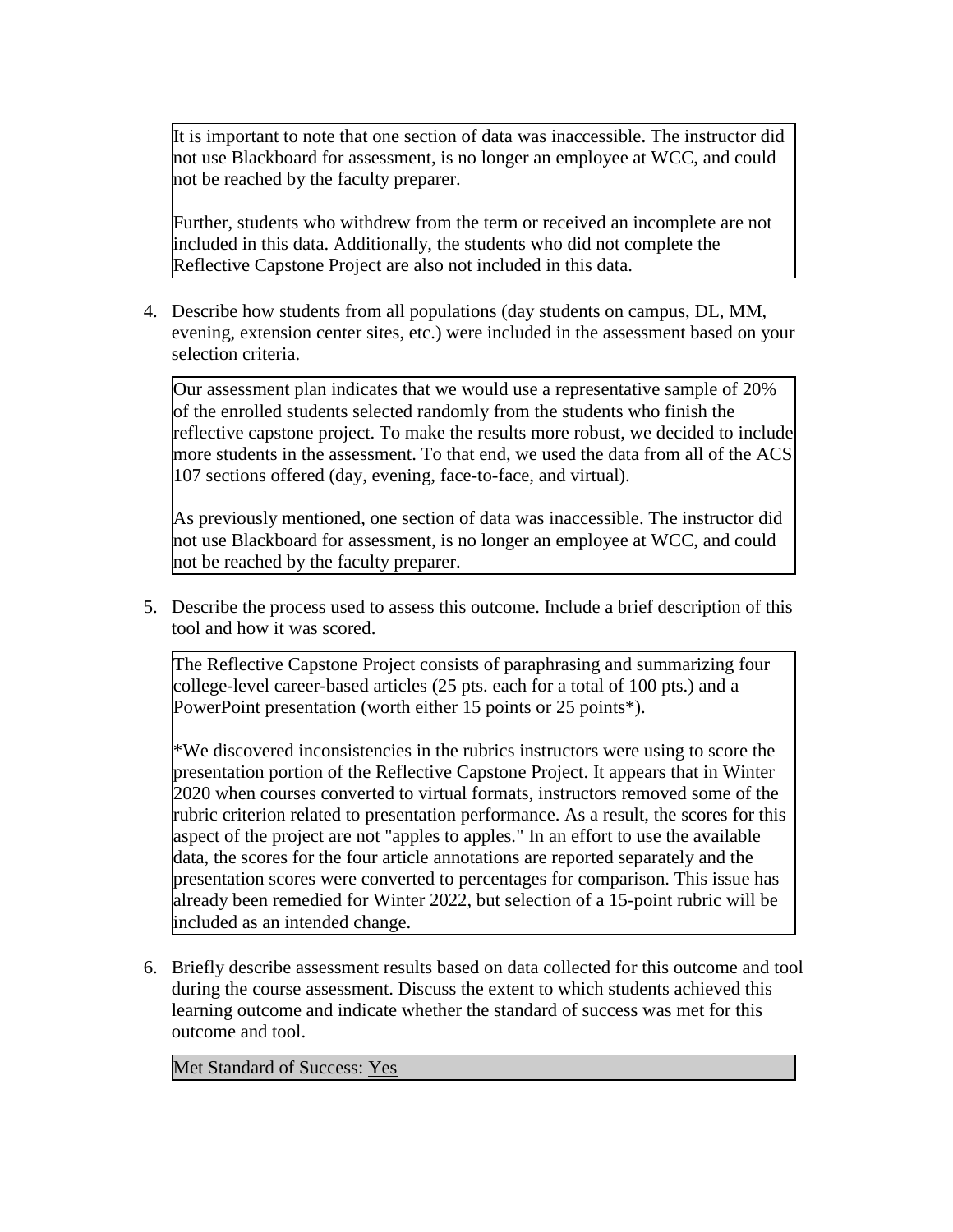It is important to note that one section of data was inaccessible. The instructor did not use Blackboard for assessment, is no longer an employee at WCC, and could not be reached by the faculty preparer.

Further, students who withdrew from the term or received an incomplete are not included in this data. Additionally, the students who did not complete the Reflective Capstone Project are also not included in this data.

4. Describe how students from all populations (day students on campus, DL, MM, evening, extension center sites, etc.) were included in the assessment based on your selection criteria.

Our assessment plan indicates that we would use a representative sample of 20% of the enrolled students selected randomly from the students who finish the reflective capstone project. To make the results more robust, we decided to include more students in the assessment. To that end, we used the data from all of the ACS 107 sections offered (day, evening, face-to-face, and virtual).

As previously mentioned, one section of data was inaccessible. The instructor did not use Blackboard for assessment, is no longer an employee at WCC, and could not be reached by the faculty preparer.

5. Describe the process used to assess this outcome. Include a brief description of this tool and how it was scored.

The Reflective Capstone Project consists of paraphrasing and summarizing four college-level career-based articles (25 pts. each for a total of 100 pts.) and a PowerPoint presentation (worth either 15 points or 25 points*).

*We discovered inconsistencies in the rubrics instructors were using to score the presentation portion of the Reflective Capstone Project. It appears that in Winter 2020 when courses converted to virtual formats, instructors removed some of the rubric criterion related to presentation performance. As a result, the scores for this aspect of the project are not "apples to apples." In an effort to use the available data, the scores for the four article annotations are reported separately and the presentation scores were converted to percentages for comparison. This issue has already been remedied for Winter 2022, but selection of a 15-point rubric will be included as an intended change.

6. Briefly describe assessment results based on data collected for this outcome and tool during the course assessment. Discuss the extent to which students achieved this learning outcome and indicate whether the standard of success was met for this outcome and tool.

Met Standard of Success: Yes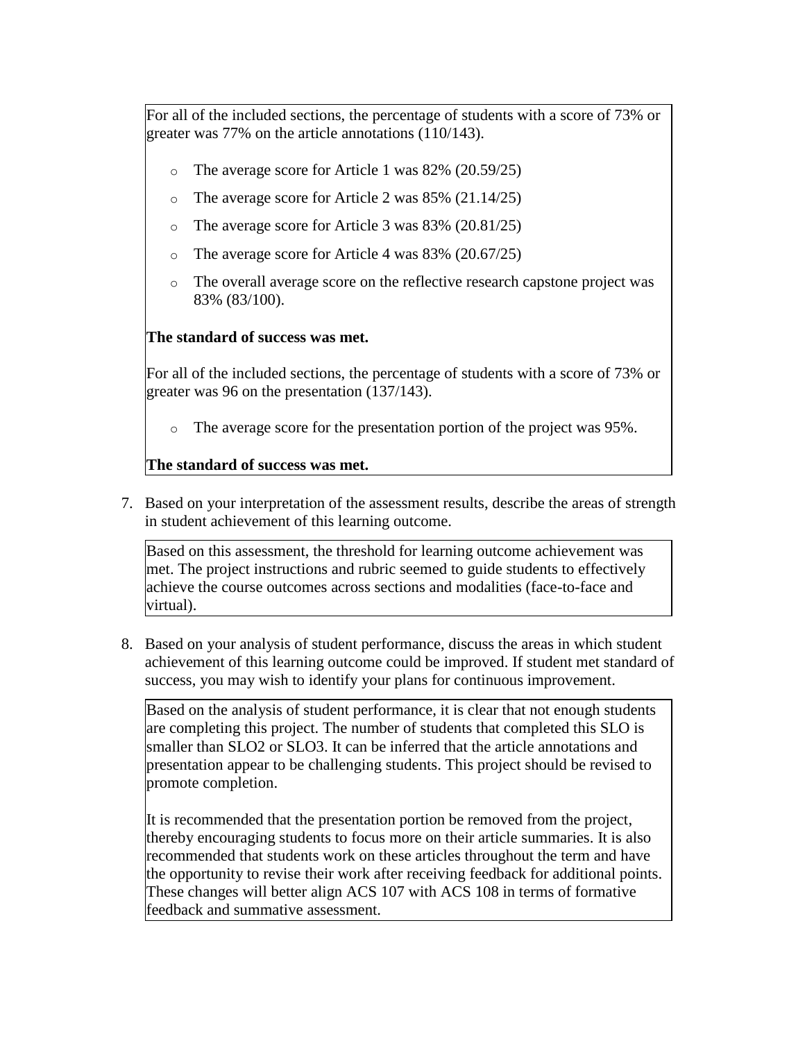For all of the included sections, the percentage of students with a score of 73% or greater was 77% on the article annotations (110/143).

- The average score for Article 1 was 82% (20.59/25)
- The average score for Article 2 was 85% (21.14/25)
- The average score for Article 3 was 83% (20.81/25)
- The average score for Article 4 was 83% (20.67/25)
- The overall average score on the reflective research capstone project was 83% (83/100).

**The standard of success was met.**

For all of the included sections, the percentage of students with a score of 73% or greater was 96 on the presentation (137/143).

- The average score for the presentation portion of the project was 95%.

**The standard of success was met.**

7. Based on your interpretation of the assessment results, describe the areas of strength in student achievement of this learning outcome.

Based on this assessment, the threshold for learning outcome achievement was met. The project instructions and rubric seemed to guide students to effectively achieve the course outcomes across sections and modalities (face-to-face and virtual).

8. Based on your analysis of student performance, discuss the areas in which student achievement of this learning outcome could be improved. If student met standard of success, you may wish to identify your plans for continuous improvement.

Based on the analysis of student performance, it is clear that not enough students are completing this project. The number of students that completed this SLO is smaller than SLO2 or SLO3. It can be inferred that the article annotations and presentation appear to be challenging students. This project should be revised to promote completion.

It is recommended that the presentation portion be removed from the project, thereby encouraging students to focus more on their article summaries. It is also recommended that students work on these articles throughout the term and have the opportunity to revise their work after receiving feedback for additional points. These changes will better align ACS 107 with ACS 108 in terms of formative feedback and summative assessment.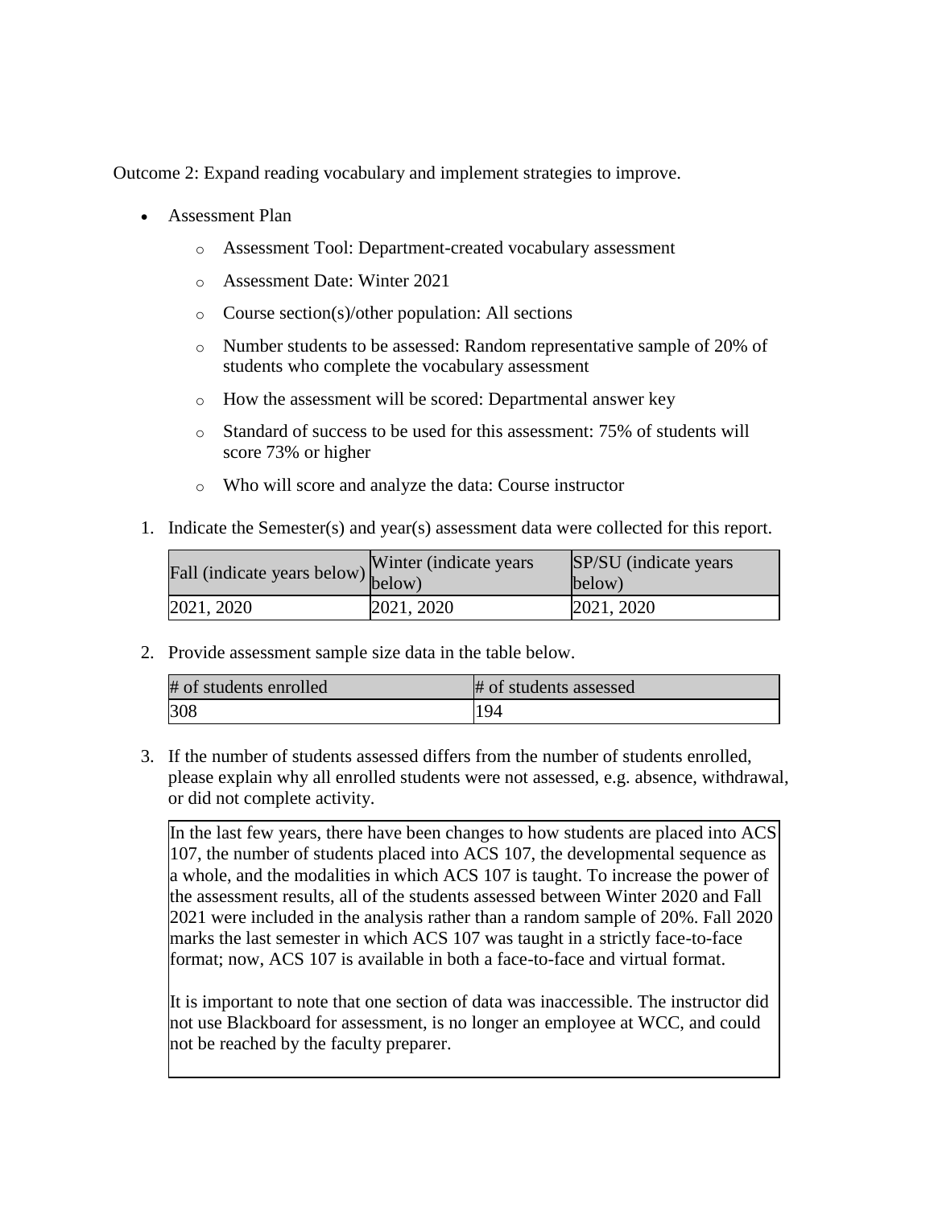Outcome 2: Expand reading vocabulary and implement strategies to improve.

- Assessment Plan
  - Assessment Tool: Department-created vocabulary assessment
  - Assessment Date: Winter 2021
  - Course section(s)/other population: All sections
  - Number students to be assessed: Random representative sample of 20% of students who complete the vocabulary assessment
  - How the assessment will be scored: Departmental answer key
  - Standard of success to be used for this assessment: 75% of students will score 73% or higher
  - Who will score and analyze the data: Course instructor

1. Indicate the Semester(s) and year(s) assessment data were collected for this report.

| Fall (indicate years below) | Winter (indicate years below) | SP/SU (indicate years below) |
|---|---|---|
| 2021, 2020 | 2021, 2020 | 2021, 2020 |

2. Provide assessment sample size data in the table below.

| # of students enrolled | # of students assessed |
|---|---|
| 308 | 194 |

3. If the number of students assessed differs from the number of students enrolled, please explain why all enrolled students were not assessed, e.g. absence, withdrawal, or did not complete activity.

In the last few years, there have been changes to how students are placed into ACS 107, the number of students placed into ACS 107, the developmental sequence as a whole, and the modalities in which ACS 107 is taught. To increase the power of the assessment results, all of the students assessed between Winter 2020 and Fall 2021 were included in the analysis rather than a random sample of 20%. Fall 2020 marks the last semester in which ACS 107 was taught in a strictly face-to-face format; now, ACS 107 is available in both a face-to-face and virtual format.

It is important to note that one section of data was inaccessible. The instructor did not use Blackboard for assessment, is no longer an employee at WCC, and could not be reached by the faculty preparer.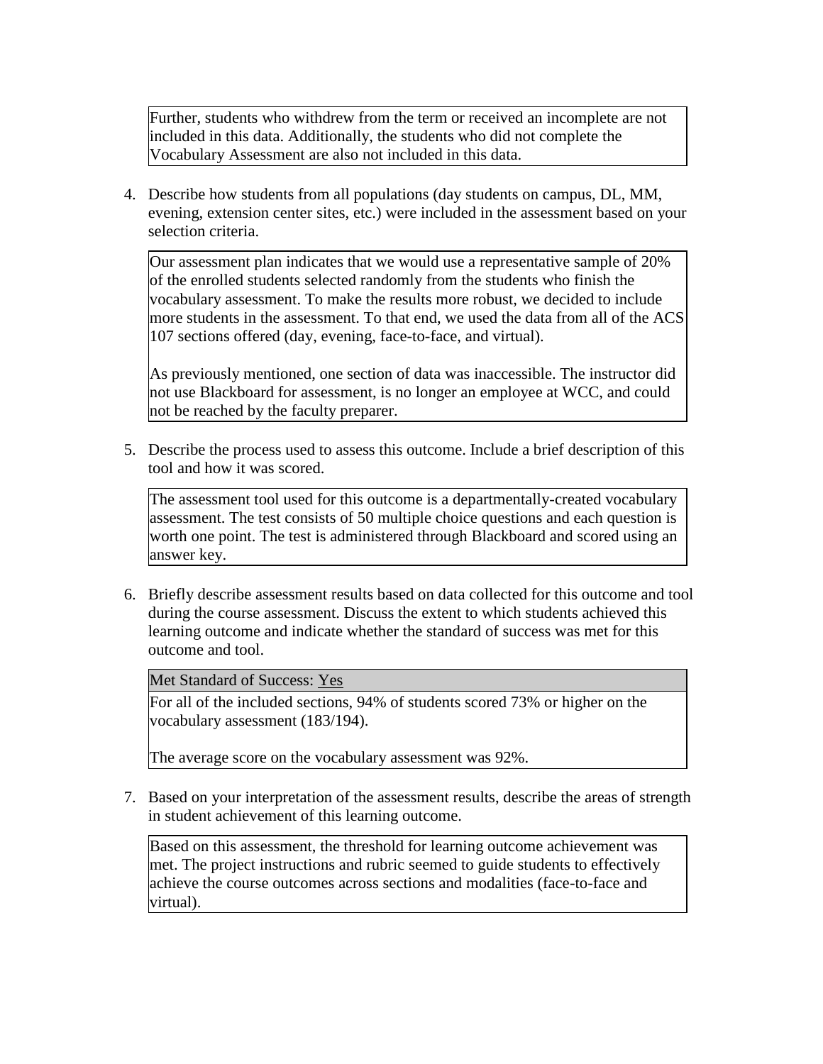Further, students who withdrew from the term or received an incomplete are not included in this data. Additionally, the students who did not complete the Vocabulary Assessment are also not included in this data.

4. Describe how students from all populations (day students on campus, DL, MM, evening, extension center sites, etc.) were included in the assessment based on your selection criteria.

Our assessment plan indicates that we would use a representative sample of 20% of the enrolled students selected randomly from the students who finish the vocabulary assessment. To make the results more robust, we decided to include more students in the assessment. To that end, we used the data from all of the ACS 107 sections offered (day, evening, face-to-face, and virtual).

As previously mentioned, one section of data was inaccessible. The instructor did not use Blackboard for assessment, is no longer an employee at WCC, and could not be reached by the faculty preparer.

5. Describe the process used to assess this outcome. Include a brief description of this tool and how it was scored.

The assessment tool used for this outcome is a departmentally-created vocabulary assessment. The test consists of 50 multiple choice questions and each question is worth one point. The test is administered through Blackboard and scored using an answer key.

6. Briefly describe assessment results based on data collected for this outcome and tool during the course assessment. Discuss the extent to which students achieved this learning outcome and indicate whether the standard of success was met for this outcome and tool.

Met Standard of Success: Yes

For all of the included sections, 94% of students scored 73% or higher on the vocabulary assessment (183/194).

The average score on the vocabulary assessment was 92%.

7. Based on your interpretation of the assessment results, describe the areas of strength in student achievement of this learning outcome.

Based on this assessment, the threshold for learning outcome achievement was met. The project instructions and rubric seemed to guide students to effectively achieve the course outcomes across sections and modalities (face-to-face and virtual).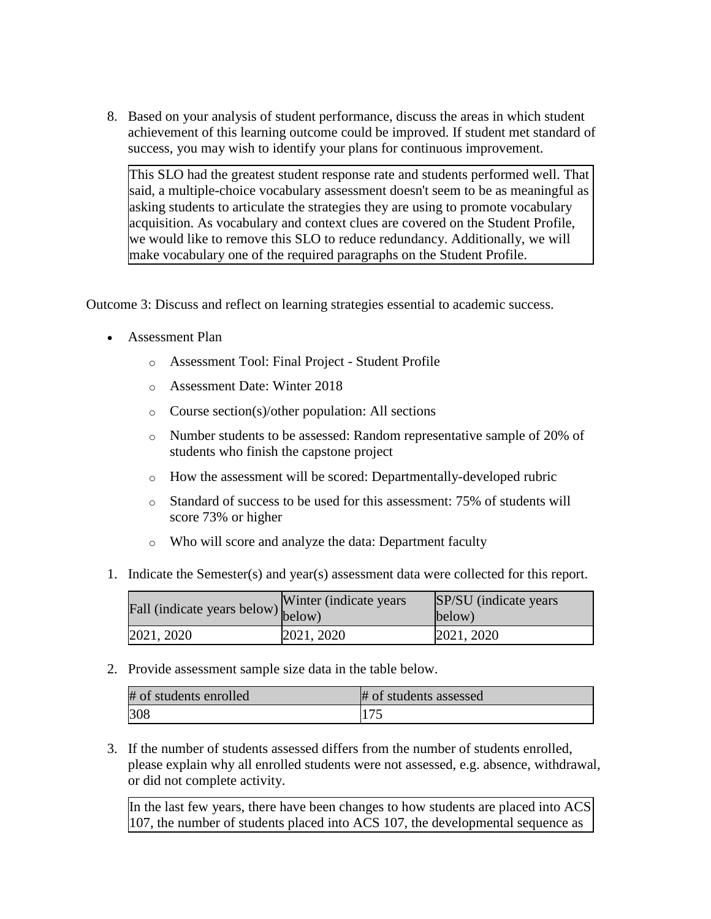8. Based on your analysis of student performance, discuss the areas in which student achievement of this learning outcome could be improved. If student met standard of success, you may wish to identify your plans for continuous improvement.

This SLO had the greatest student response rate and students performed well. That said, a multiple-choice vocabulary assessment doesn't seem to be as meaningful as asking students to articulate the strategies they are using to promote vocabulary acquisition. As vocabulary and context clues are covered on the Student Profile, we would like to remove this SLO to reduce redundancy. Additionally, we will make vocabulary one of the required paragraphs on the Student Profile.

Outcome 3: Discuss and reflect on learning strategies essential to academic success.

- Assessment Plan
    - Assessment Tool: Final Project - Student Profile
    - Assessment Date: Winter 2018
    - Course section(s)/other population: All sections
    - Number students to be assessed: Random representative sample of 20% of students who finish the capstone project
    - How the assessment will be scored: Departmentally-developed rubric
    - Standard of success to be used for this assessment: 75% of students will score 73% or higher
    - Who will score and analyze the data: Department faculty

1. Indicate the Semester(s) and year(s) assessment data were collected for this report.

| Fall (indicate years below) | Winter (indicate years below) | SP/SU (indicate years below) |
| --- | --- | --- |
| 2021, 2020 | 2021, 2020 | 2021, 2020 |

2. Provide assessment sample size data in the table below.

| # of students enrolled | # of students assessed |
| --- | --- |
| 308 | 175 |

3. If the number of students assessed differs from the number of students enrolled, please explain why all enrolled students were not assessed, e.g. absence, withdrawal, or did not complete activity.

In the last few years, there have been changes to how students are placed into ACS 107, the number of students placed into ACS 107, the developmental sequence as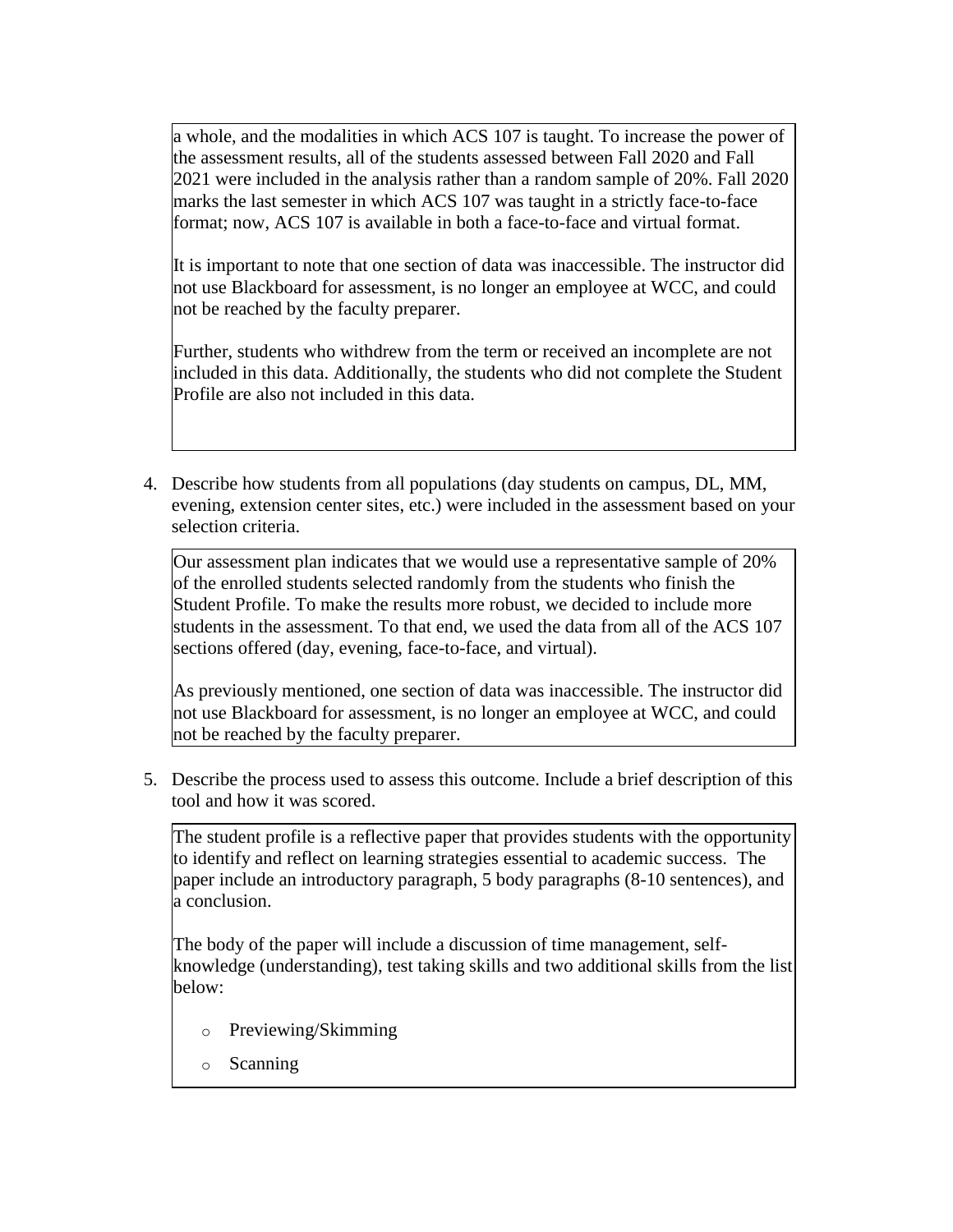a whole, and the modalities in which ACS 107 is taught. To increase the power of the assessment results, all of the students assessed between Fall 2020 and Fall 2021 were included in the analysis rather than a random sample of 20%. Fall 2020 marks the last semester in which ACS 107 was taught in a strictly face-to-face format; now, ACS 107 is available in both a face-to-face and virtual format.

It is important to note that one section of data was inaccessible. The instructor did not use Blackboard for assessment, is no longer an employee at WCC, and could not be reached by the faculty preparer.

Further, students who withdrew from the term or received an incomplete are not included in this data. Additionally, the students who did not complete the Student Profile are also not included in this data.

4. Describe how students from all populations (day students on campus, DL, MM, evening, extension center sites, etc.) were included in the assessment based on your selection criteria.

Our assessment plan indicates that we would use a representative sample of 20% of the enrolled students selected randomly from the students who finish the Student Profile. To make the results more robust, we decided to include more students in the assessment. To that end, we used the data from all of the ACS 107 sections offered (day, evening, face-to-face, and virtual).

As previously mentioned, one section of data was inaccessible. The instructor did not use Blackboard for assessment, is no longer an employee at WCC, and could not be reached by the faculty preparer.

5. Describe the process used to assess this outcome. Include a brief description of this tool and how it was scored.

The student profile is a reflective paper that provides students with the opportunity to identify and reflect on learning strategies essential to academic success. The paper include an introductory paragraph, 5 body paragraphs (8-10 sentences), and a conclusion.

The body of the paper will include a discussion of time management, self-knowledge (understanding), test taking skills and two additional skills from the list below:

- Previewing/Skimming
- Scanning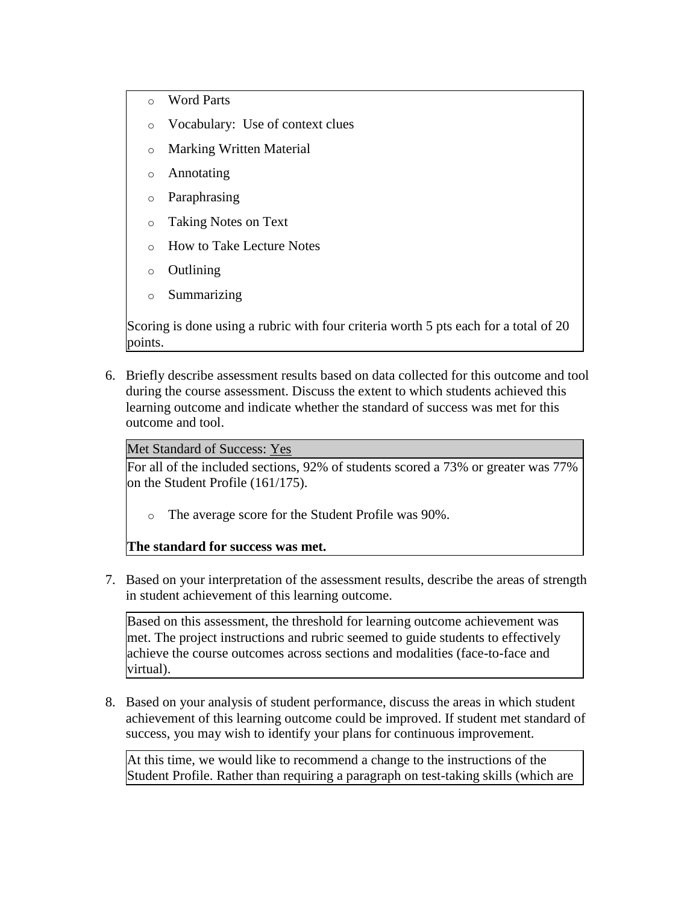- Word Parts
- Vocabulary:  Use of context clues
- Marking Written Material
- Annotating
- Paraphrasing
- Taking Notes on Text
- How to Take Lecture Notes
- Outlining
- Summarizing

Scoring is done using a rubric with four criteria worth 5 pts each for a total of 20 points.

6. Briefly describe assessment results based on data collected for this outcome and tool during the course assessment. Discuss the extent to which students achieved this learning outcome and indicate whether the standard of success was met for this outcome and tool.

Met Standard of Success: Yes

For all of the included sections, 92% of students scored a 73% or greater was 77% on the Student Profile (161/175).

- The average score for the Student Profile was 90%.

**The standard for success was met.**

7. Based on your interpretation of the assessment results, describe the areas of strength in student achievement of this learning outcome.

Based on this assessment, the threshold for learning outcome achievement was met. The project instructions and rubric seemed to guide students to effectively achieve the course outcomes across sections and modalities (face-to-face and virtual).

8. Based on your analysis of student performance, discuss the areas in which student achievement of this learning outcome could be improved. If student met standard of success, you may wish to identify your plans for continuous improvement.

At this time, we would like to recommend a change to the instructions of the Student Profile. Rather than requiring a paragraph on test-taking skills (which are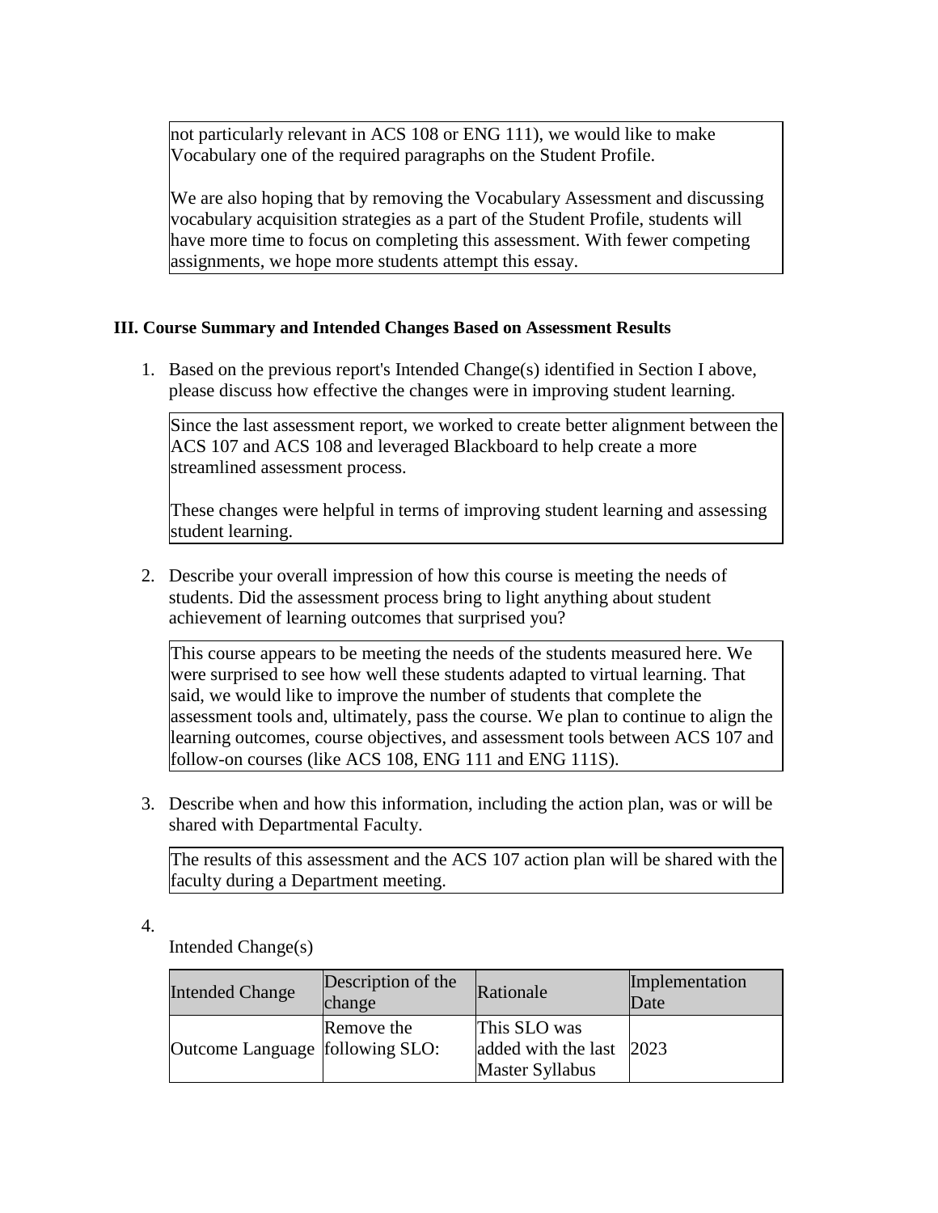not particularly relevant in ACS 108 or ENG 111), we would like to make Vocabulary one of the required paragraphs on the Student Profile.

We are also hoping that by removing the Vocabulary Assessment and discussing vocabulary acquisition strategies as a part of the Student Profile, students will have more time to focus on completing this assessment. With fewer competing assignments, we hope more students attempt this essay.

### III. Course Summary and Intended Changes Based on Assessment Results

1. Based on the previous report's Intended Change(s) identified in Section I above, please discuss how effective the changes were in improving student learning.

   Since the last assessment report, we worked to create better alignment between the ACS 107 and ACS 108 and leveraged Blackboard to help create a more streamlined assessment process.

   These changes were helpful in terms of improving student learning and assessing student learning.

2. Describe your overall impression of how this course is meeting the needs of students. Did the assessment process bring to light anything about student achievement of learning outcomes that surprised you?

   This course appears to be meeting the needs of the students measured here. We were surprised to see how well these students adapted to virtual learning. That said, we would like to improve the number of students that complete the assessment tools and, ultimately, pass the course. We plan to continue to align the learning outcomes, course objectives, and assessment tools between ACS 107 and follow-on courses (like ACS 108, ENG 111 and ENG 111S).

3. Describe when and how this information, including the action plan, was or will be shared with Departmental Faculty.

   The results of this assessment and the ACS 107 action plan will be shared with the faculty during a Department meeting.

4. Intended Change(s)

| Intended Change | Description of the change | Rationale | Implementation Date |
|---|---|---|---|
| Outcome Language | Remove the following SLO: | This SLO was added with the last Master Syllabus | 2023 |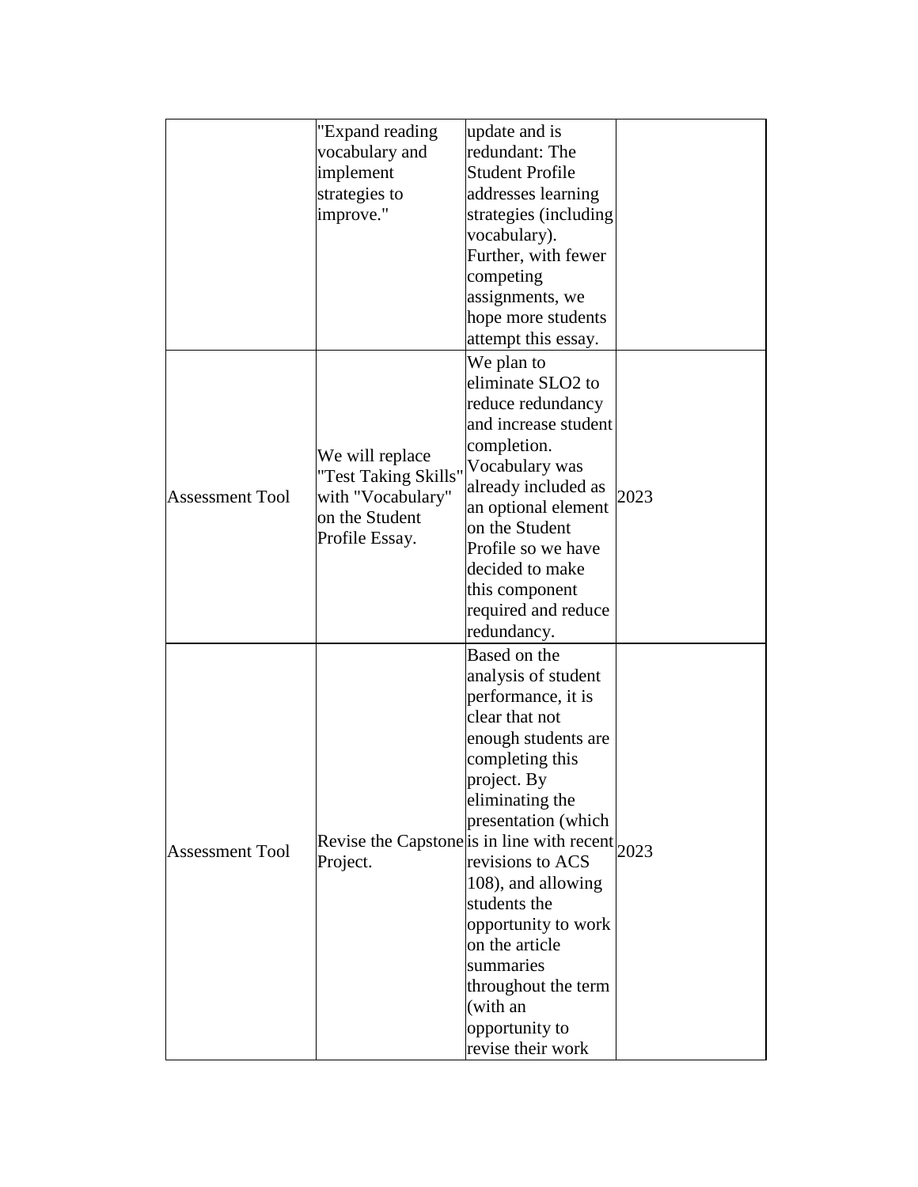| | | | |
|---|---|---|---|
| | "Expand reading vocabulary and implement strategies to improve." | update and is redundant: The Student Profile addresses learning strategies (including vocabulary). Further, with fewer competing assignments, we hope more students attempt this essay. | |
| Assessment Tool | We will replace "Test Taking Skills" with "Vocabulary" on the Student Profile Essay. | We plan to eliminate SLO2 to reduce redundancy and increase student completion. Vocabulary was already included as an optional element on the Student Profile so we have decided to make this component required and reduce redundancy. | 2023 |
| Assessment Tool | Revise the Capstone Project. | Based on the analysis of student performance, it is clear that not enough students are completing this project. By eliminating the presentation (which is in line with recent revisions to ACS 108), and allowing students the opportunity to work on the article summaries throughout the term (with an opportunity to revise their work | 2023 |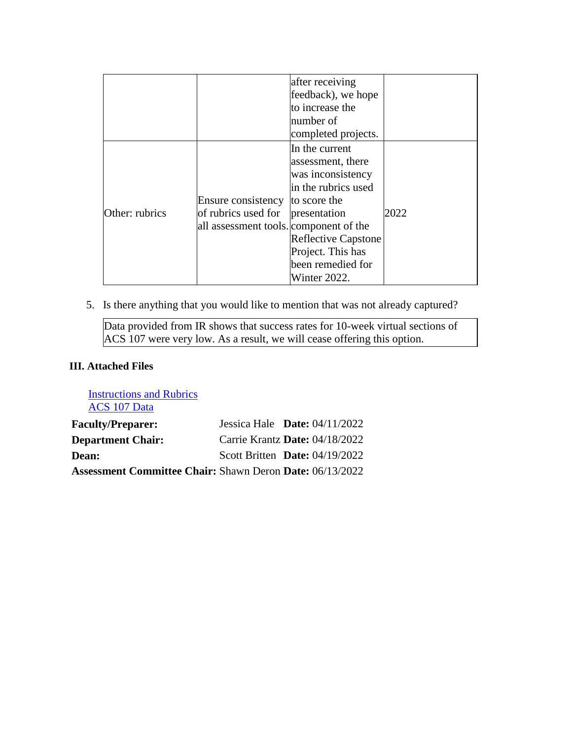| | | | |
|---|---|---|---|
| | | after receiving feedback), we hope to increase the number of completed projects. | |
| Other: rubrics | Ensure consistency of rubrics used for all assessment tools. | In the current assessment, there was inconsistency in the rubrics used to score the presentation component of the Reflective Capstone Project. This has been remedied for Winter 2022. | 2022 |

5. Is there anything that you would like to mention that was not already captured?

Data provided from IR shows that success rates for 10-week virtual sections of ACS 107 were very low. As a result, we will cease offering this option.

### III. Attached Files

[Instructions and Rubrics]
[ACS 107 Data]

| | | |
|---|---|---|
| **Faculty/Preparer:** | Jessica Hale | **Date:** 04/11/2022 |
| **Department Chair:** | Carrie Krantz | **Date:** 04/18/2022 |
| **Dean:** | Scott Britten | **Date:** 04/19/2022 |
| **Assessment Committee Chair:** | Shawn Deron | **Date:** 06/13/2022 |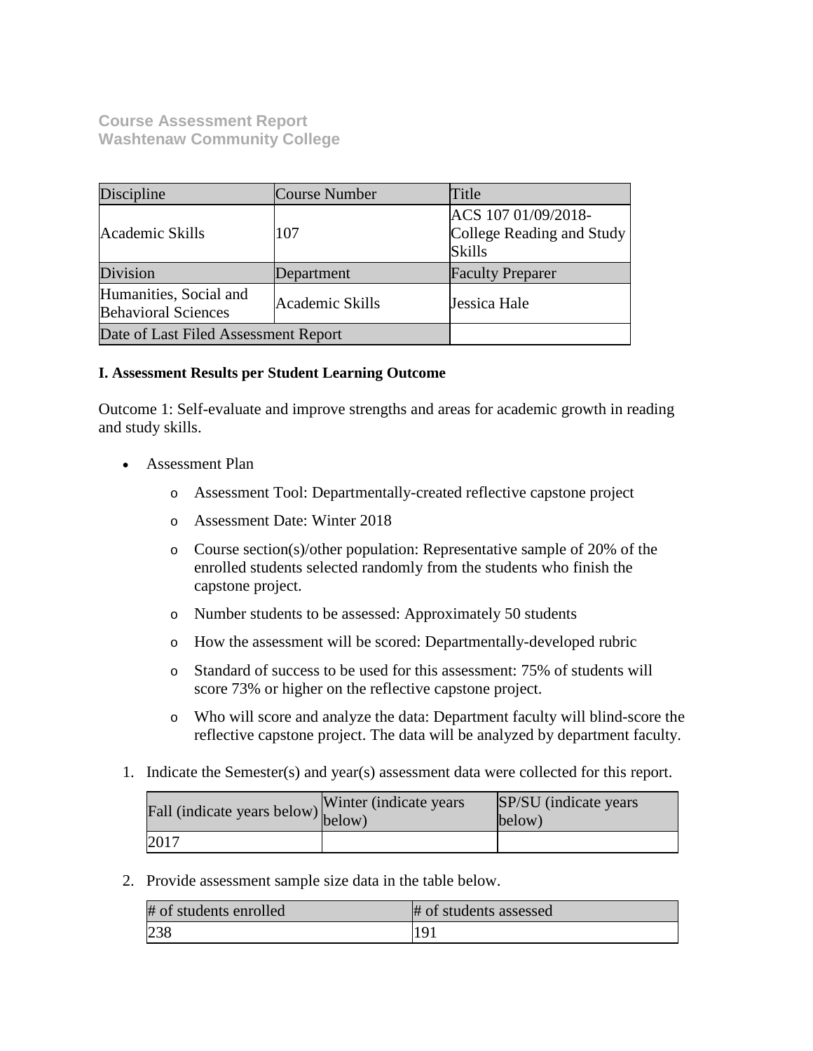**Course Assessment Report**
**Washtenaw Community College**

| Discipline | Course Number | Title |
|---|---|---|
| Academic Skills | 107 | ACS 107 01/09/2018-College Reading and Study Skills |
| Division | Department | Faculty Preparer |
| Humanities, Social and Behavioral Sciences | Academic Skills | Jessica Hale |
| Date of Last Filed Assessment Report | | |

**I. Assessment Results per Student Learning Outcome**

Outcome 1: Self-evaluate and improve strengths and areas for academic growth in reading and study skills.

- Assessment Plan
  - Assessment Tool: Departmentally-created reflective capstone project
  - Assessment Date: Winter 2018
  - Course section(s)/other population: Representative sample of 20% of the enrolled students selected randomly from the students who finish the capstone project.
  - Number students to be assessed: Approximately 50 students
  - How the assessment will be scored: Departmentally-developed rubric
  - Standard of success to be used for this assessment: 75% of students will score 73% or higher on the reflective capstone project.
  - Who will score and analyze the data: Department faculty will blind-score the reflective capstone project. The data will be analyzed by department faculty.

1. Indicate the Semester(s) and year(s) assessment data were collected for this report.

| Fall (indicate years below) | Winter (indicate years below) | SP/SU (indicate years below) |
|---|---|---|
| 2017 | | |

2. Provide assessment sample size data in the table below.

| # of students enrolled | # of students assessed |
|---|---|
| 238 | 191 |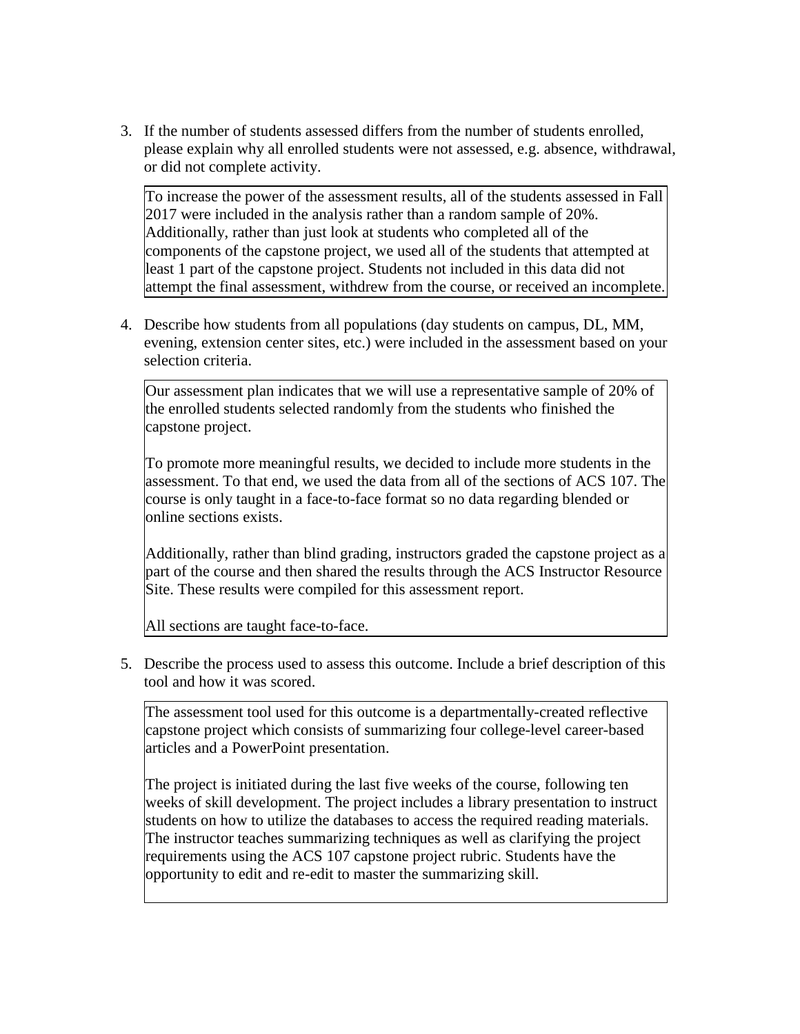3. If the number of students assessed differs from the number of students enrolled, please explain why all enrolled students were not assessed, e.g. absence, withdrawal, or did not complete activity.

   To increase the power of the assessment results, all of the students assessed in Fall 2017 were included in the analysis rather than a random sample of 20%. Additionally, rather than just look at students who completed all of the components of the capstone project, we used all of the students that attempted at least 1 part of the capstone project. Students not included in this data did not attempt the final assessment, withdrew from the course, or received an incomplete.

4. Describe how students from all populations (day students on campus, DL, MM, evening, extension center sites, etc.) were included in the assessment based on your selection criteria.

   Our assessment plan indicates that we will use a representative sample of 20% of the enrolled students selected randomly from the students who finished the capstone project.

   To promote more meaningful results, we decided to include more students in the assessment. To that end, we used the data from all of the sections of ACS 107. The course is only taught in a face-to-face format so no data regarding blended or online sections exists.

   Additionally, rather than blind grading, instructors graded the capstone project as a part of the course and then shared the results through the ACS Instructor Resource Site. These results were compiled for this assessment report.

   All sections are taught face-to-face.

5. Describe the process used to assess this outcome. Include a brief description of this tool and how it was scored.

   The assessment tool used for this outcome is a departmentally-created reflective capstone project which consists of summarizing four college-level career-based articles and a PowerPoint presentation.

   The project is initiated during the last five weeks of the course, following ten weeks of skill development. The project includes a library presentation to instruct students on how to utilize the databases to access the required reading materials. The instructor teaches summarizing techniques as well as clarifying the project requirements using the ACS 107 capstone project rubric. Students have the opportunity to edit and re-edit to master the summarizing skill.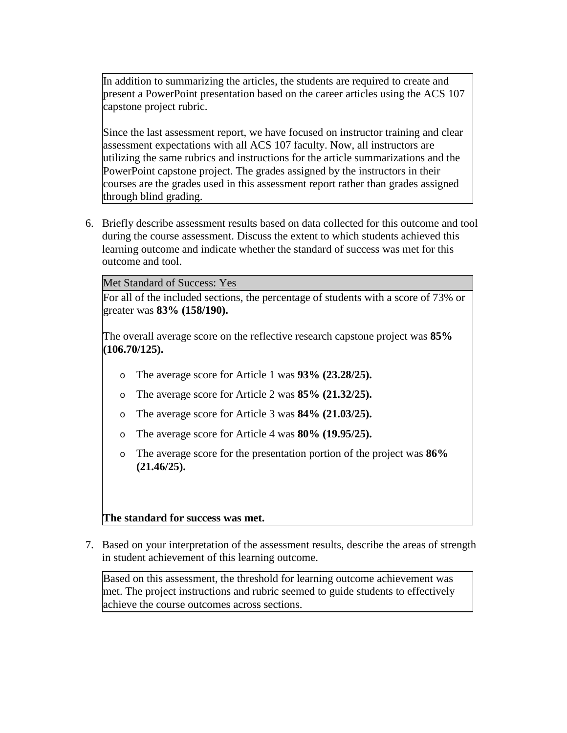In addition to summarizing the articles, the students are required to create and present a PowerPoint presentation based on the career articles using the ACS 107 capstone project rubric.

Since the last assessment report, we have focused on instructor training and clear assessment expectations with all ACS 107 faculty. Now, all instructors are utilizing the same rubrics and instructions for the article summarizations and the PowerPoint capstone project. The grades assigned by the instructors in their courses are the grades used in this assessment report rather than grades assigned through blind grading.

6. Briefly describe assessment results based on data collected for this outcome and tool during the course assessment. Discuss the extent to which students achieved this learning outcome and indicate whether the standard of success was met for this outcome and tool.

Met Standard of Success: Yes

For all of the included sections, the percentage of students with a score of 73% or greater was **83% (158/190).**

The overall average score on the reflective research capstone project was **85% (106.70/125).**

- The average score for Article 1 was **93% (23.28/25).**
- The average score for Article 2 was **85% (21.32/25).**
- The average score for Article 3 was **84% (21.03/25).**
- The average score for Article 4 was **80% (19.95/25).**
- The average score for the presentation portion of the project was **86% (21.46/25).**

**The standard for success was met.**

7. Based on your interpretation of the assessment results, describe the areas of strength in student achievement of this learning outcome.

Based on this assessment, the threshold for learning outcome achievement was met. The project instructions and rubric seemed to guide students to effectively achieve the course outcomes across sections.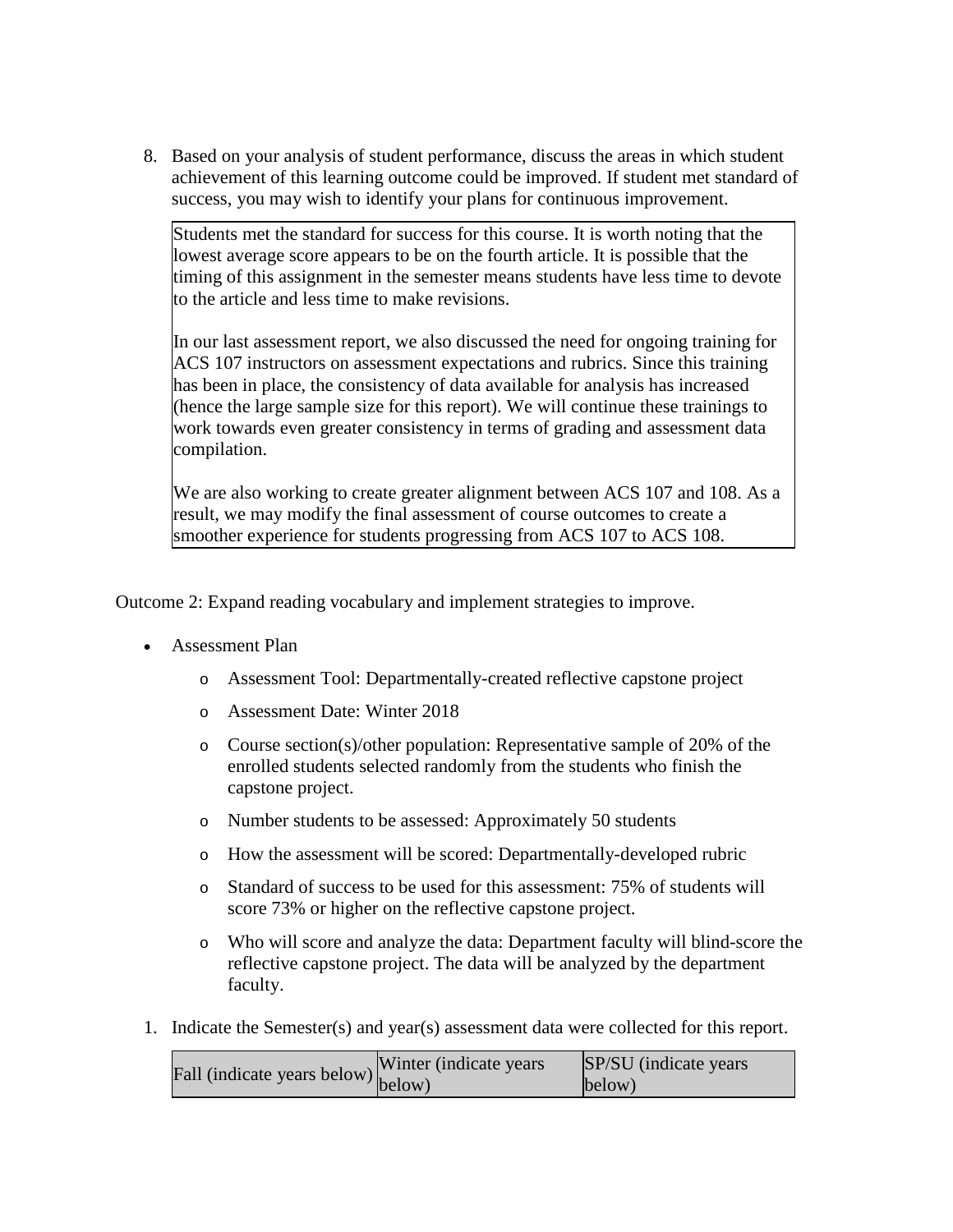8. Based on your analysis of student performance, discuss the areas in which student achievement of this learning outcome could be improved. If student met standard of success, you may wish to identify your plans for continuous improvement.

| Students met the standard for success for this course. It is worth noting that the lowest average score appears to be on the fourth article. It is possible that the timing of this assignment in the semester means students have less time to devote to the article and less time to make revisions.<br><br>In our last assessment report, we also discussed the need for ongoing training for ACS 107 instructors on assessment expectations and rubrics. Since this training has been in place, the consistency of data available for analysis has increased (hence the large sample size for this report). We will continue these trainings to work towards even greater consistency in terms of grading and assessment data compilation.<br><br>We are also working to create greater alignment between ACS 107 and 108. As a result, we may modify the final assessment of course outcomes to create a smoother experience for students progressing from ACS 107 to ACS 108. |
|---|

Outcome 2: Expand reading vocabulary and implement strategies to improve.

- Assessment Plan
  - Assessment Tool: Departmentally-created reflective capstone project
  - Assessment Date: Winter 2018
  - Course section(s)/other population: Representative sample of 20% of the enrolled students selected randomly from the students who finish the capstone project.
  - Number students to be assessed: Approximately 50 students
  - How the assessment will be scored: Departmentally-developed rubric
  - Standard of success to be used for this assessment: 75% of students will score 73% or higher on the reflective capstone project.
  - Who will score and analyze the data: Department faculty will blind-score the reflective capstone project. The data will be analyzed by the department faculty.

1. Indicate the Semester(s) and year(s) assessment data were collected for this report.

| Fall (indicate years below) | Winter (indicate years below) | SP/SU (indicate years below) |
|---|---|---|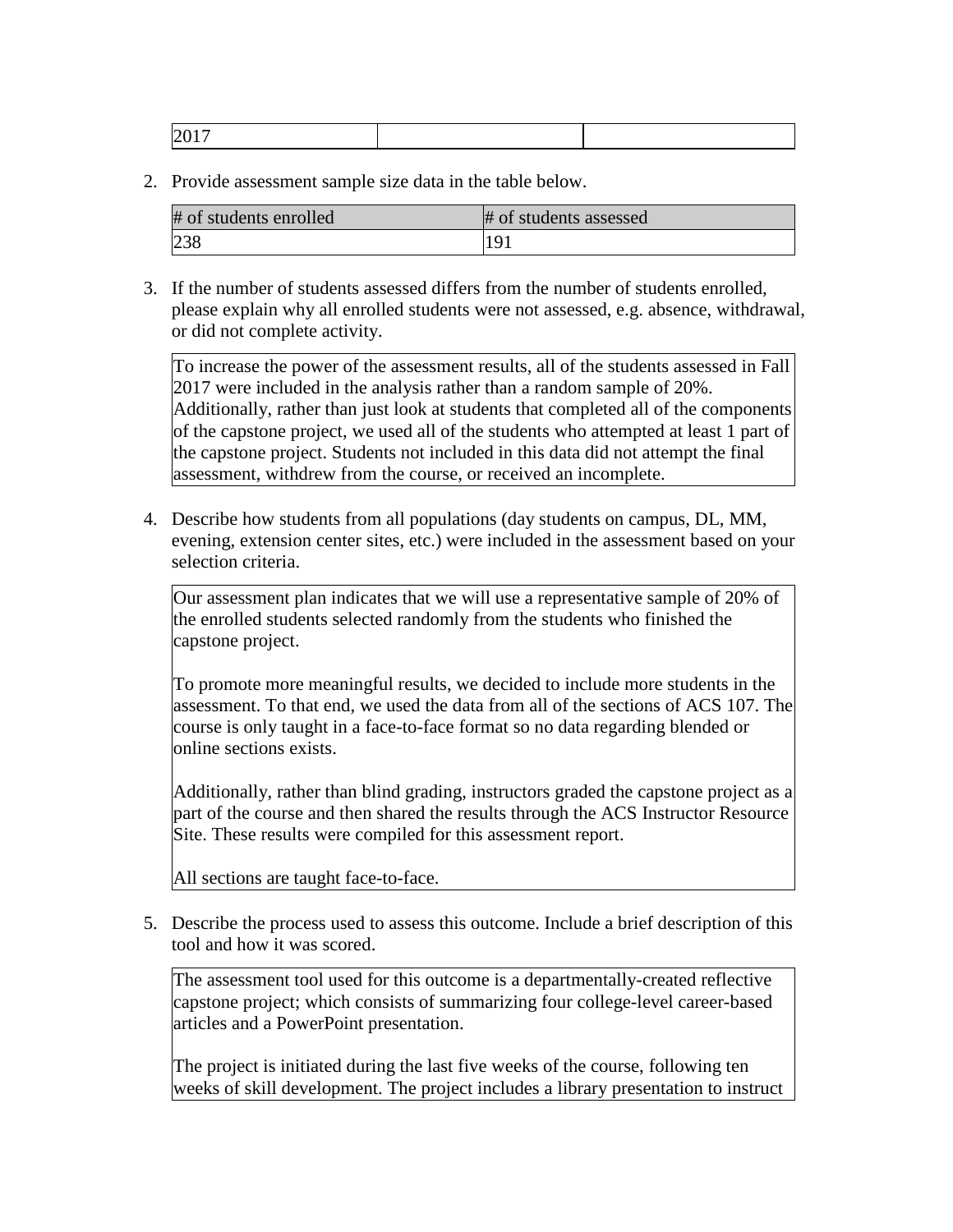| 2017 | | |
|---|---|---|

2. Provide assessment sample size data in the table below.

| # of students enrolled | # of students assessed |
|---|---|
| 238 | 191 |

3. If the number of students assessed differs from the number of students enrolled, please explain why all enrolled students were not assessed, e.g. absence, withdrawal, or did not complete activity.

   To increase the power of the assessment results, all of the students assessed in Fall 2017 were included in the analysis rather than a random sample of 20%. Additionally, rather than just look at students that completed all of the components of the capstone project, we used all of the students who attempted at least 1 part of the capstone project. Students not included in this data did not attempt the final assessment, withdrew from the course, or received an incomplete.

4. Describe how students from all populations (day students on campus, DL, MM, evening, extension center sites, etc.) were included in the assessment based on your selection criteria.

   Our assessment plan indicates that we will use a representative sample of 20% of the enrolled students selected randomly from the students who finished the capstone project.

   To promote more meaningful results, we decided to include more students in the assessment. To that end, we used the data from all of the sections of ACS 107. The course is only taught in a face-to-face format so no data regarding blended or online sections exists.

   Additionally, rather than blind grading, instructors graded the capstone project as a part of the course and then shared the results through the ACS Instructor Resource Site. These results were compiled for this assessment report.

   All sections are taught face-to-face.

5. Describe the process used to assess this outcome. Include a brief description of this tool and how it was scored.

   The assessment tool used for this outcome is a departmentally-created reflective capstone project; which consists of summarizing four college-level career-based articles and a PowerPoint presentation.

   The project is initiated during the last five weeks of the course, following ten weeks of skill development. The project includes a library presentation to instruct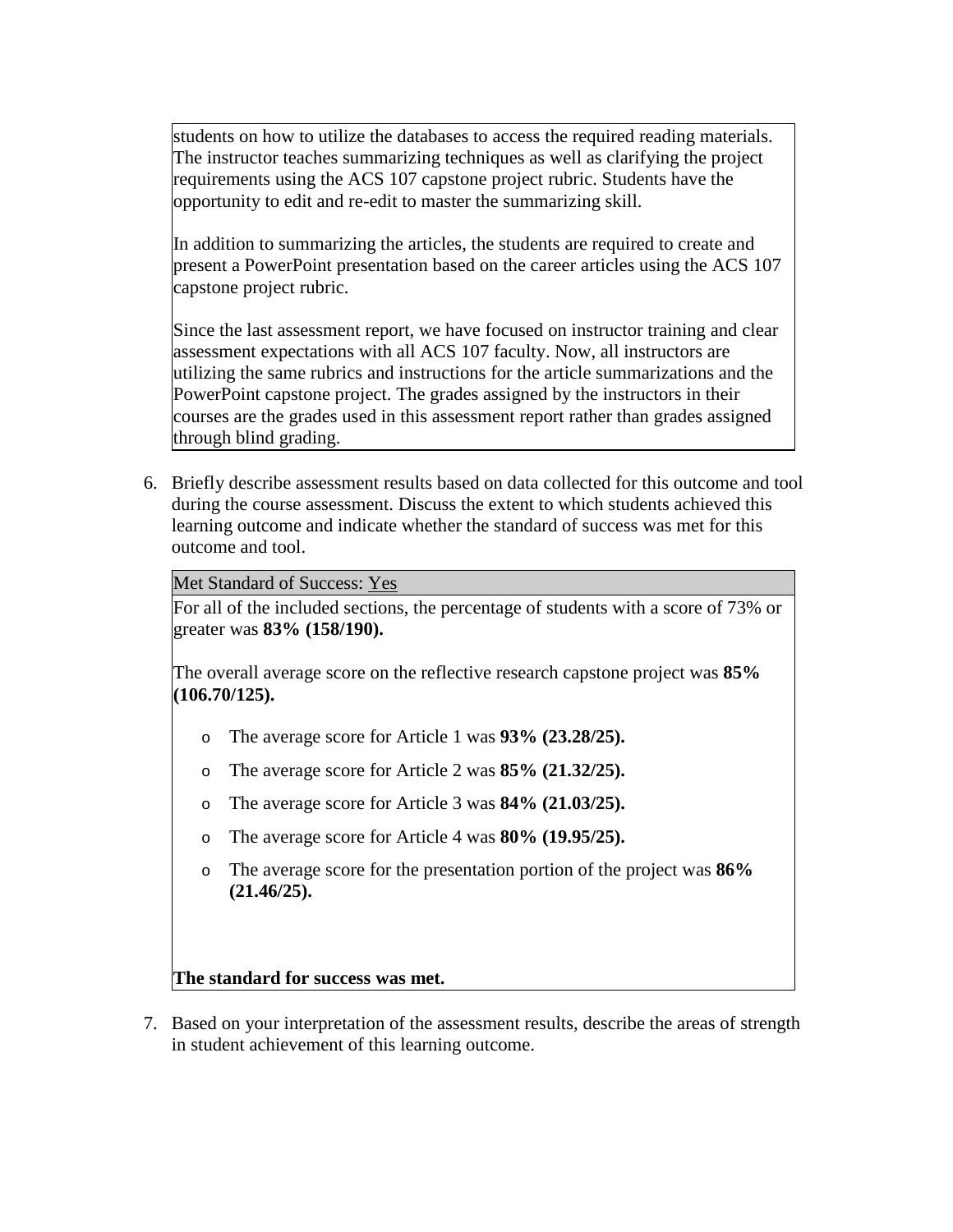students on how to utilize the databases to access the required reading materials. The instructor teaches summarizing techniques as well as clarifying the project requirements using the ACS 107 capstone project rubric. Students have the opportunity to edit and re-edit to master the summarizing skill.

In addition to summarizing the articles, the students are required to create and present a PowerPoint presentation based on the career articles using the ACS 107 capstone project rubric.

Since the last assessment report, we have focused on instructor training and clear assessment expectations with all ACS 107 faculty. Now, all instructors are utilizing the same rubrics and instructions for the article summarizations and the PowerPoint capstone project. The grades assigned by the instructors in their courses are the grades used in this assessment report rather than grades assigned through blind grading.

6. Briefly describe assessment results based on data collected for this outcome and tool during the course assessment. Discuss the extent to which students achieved this learning outcome and indicate whether the standard of success was met for this outcome and tool.

Met Standard of Success: Yes

For all of the included sections, the percentage of students with a score of 73% or greater was **83% (158/190).**

The overall average score on the reflective research capstone project was **85% (106.70/125).**

- The average score for Article 1 was **93% (23.28/25).**
- The average score for Article 2 was **85% (21.32/25).**
- The average score for Article 3 was **84% (21.03/25).**
- The average score for Article 4 was **80% (19.95/25).**
- The average score for the presentation portion of the project was **86% (21.46/25).**

**The standard for success was met.**

7. Based on your interpretation of the assessment results, describe the areas of strength in student achievement of this learning outcome.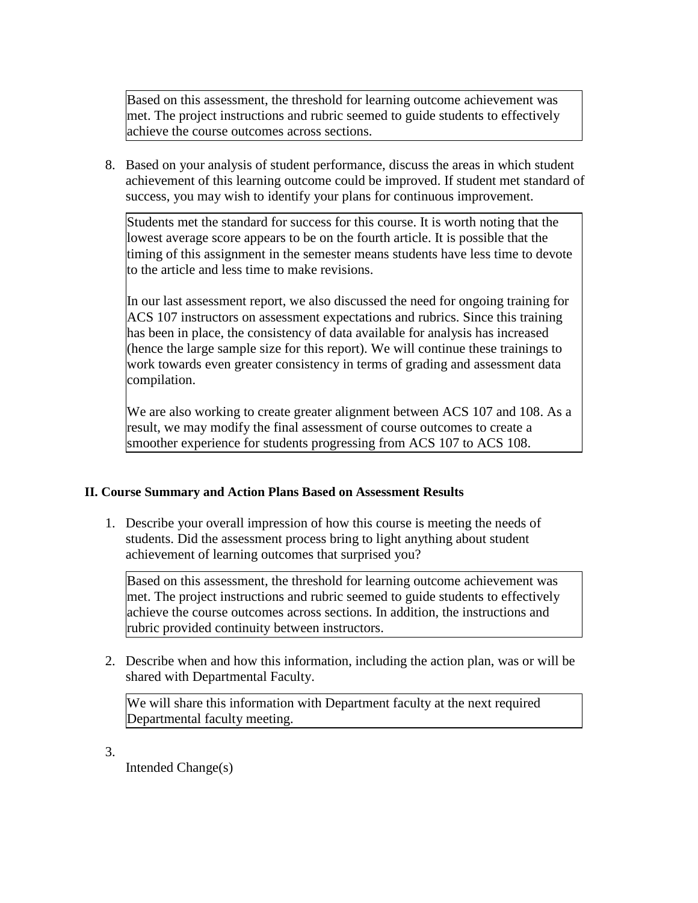Based on this assessment, the threshold for learning outcome achievement was met. The project instructions and rubric seemed to guide students to effectively achieve the course outcomes across sections.

8. Based on your analysis of student performance, discuss the areas in which student achievement of this learning outcome could be improved. If student met standard of success, you may wish to identify your plans for continuous improvement.

Students met the standard for success for this course. It is worth noting that the lowest average score appears to be on the fourth article. It is possible that the timing of this assignment in the semester means students have less time to devote to the article and less time to make revisions.

In our last assessment report, we also discussed the need for ongoing training for ACS 107 instructors on assessment expectations and rubrics. Since this training has been in place, the consistency of data available for analysis has increased (hence the large sample size for this report). We will continue these trainings to work towards even greater consistency in terms of grading and assessment data compilation.

We are also working to create greater alignment between ACS 107 and 108. As a result, we may modify the final assessment of course outcomes to create a smoother experience for students progressing from ACS 107 to ACS 108.

## II. Course Summary and Action Plans Based on Assessment Results

1. Describe your overall impression of how this course is meeting the needs of students. Did the assessment process bring to light anything about student achievement of learning outcomes that surprised you?

Based on this assessment, the threshold for learning outcome achievement was met. The project instructions and rubric seemed to guide students to effectively achieve the course outcomes across sections. In addition, the instructions and rubric provided continuity between instructors.

2. Describe when and how this information, including the action plan, was or will be shared with Departmental Faculty.

We will share this information with Department faculty at the next required Departmental faculty meeting.

3. 

Intended Change(s)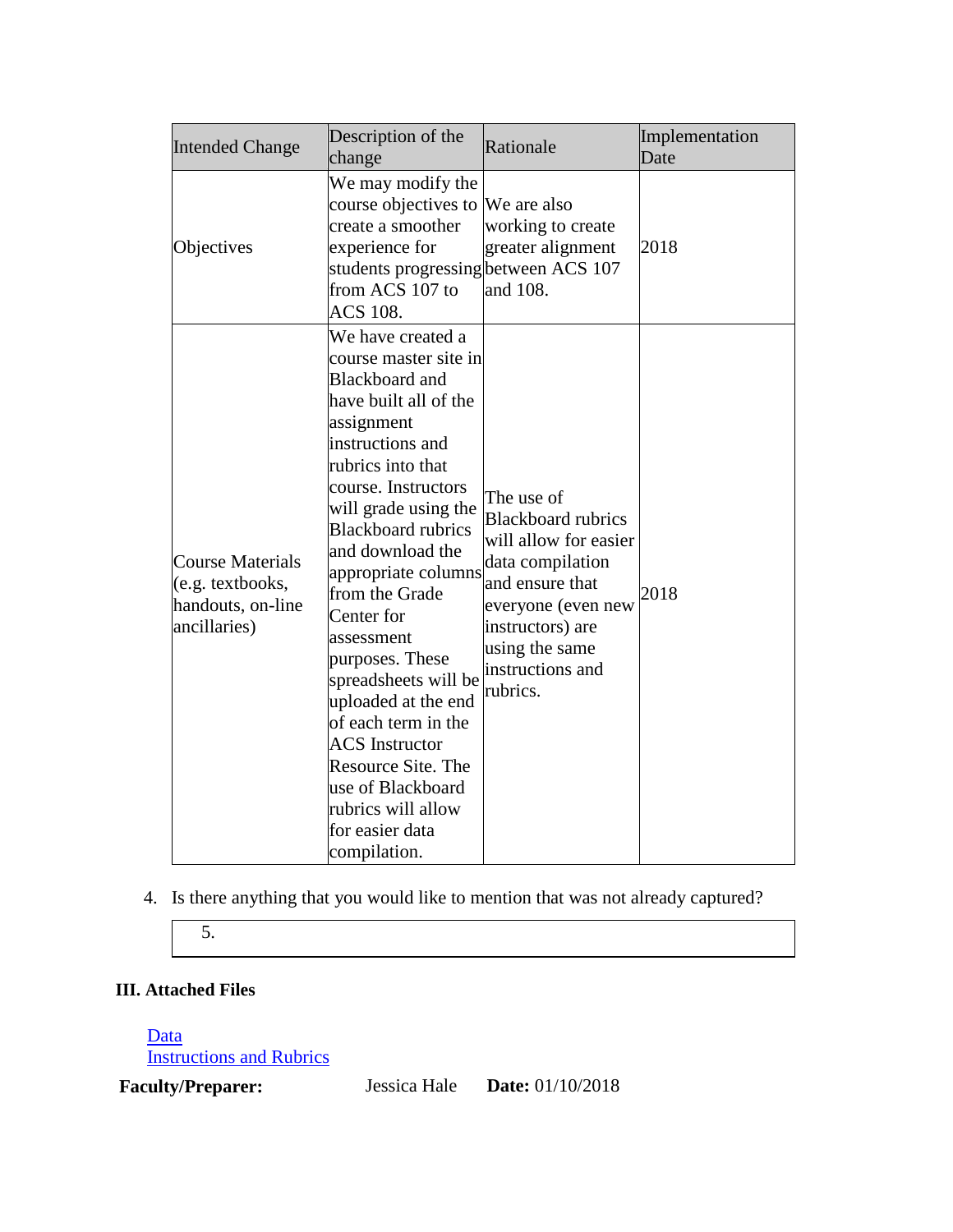| Intended Change | Description of the change | Rationale | Implementation Date |
|---|---|---|---|
| Objectives | We may modify the course objectives to create a smoother experience for students progressing from ACS 107 to ACS 108. | We are also working to create greater alignment between ACS 107 and 108. | 2018 |
| Course Materials (e.g. textbooks, handouts, on-line ancillaries) | We have created a course master site in Blackboard and have built all of the assignment instructions and rubrics into that course. Instructors will grade using the Blackboard rubrics and download the appropriate columns from the Grade Center for assessment purposes. These spreadsheets will be uploaded at the end of each term in the ACS Instructor Resource Site. The use of Blackboard rubrics will allow for easier data compilation. | The use of Blackboard rubrics will allow for easier data compilation and ensure that everyone (even new instructors) are using the same instructions and rubrics. | 2018 |

4. Is there anything that you would like to mention that was not already captured?

| 5. |
|---|

### III. Attached Files

Data
Instructions and Rubrics

**Faculty/Preparer:** Jessica Hale **Date:** 01/10/2018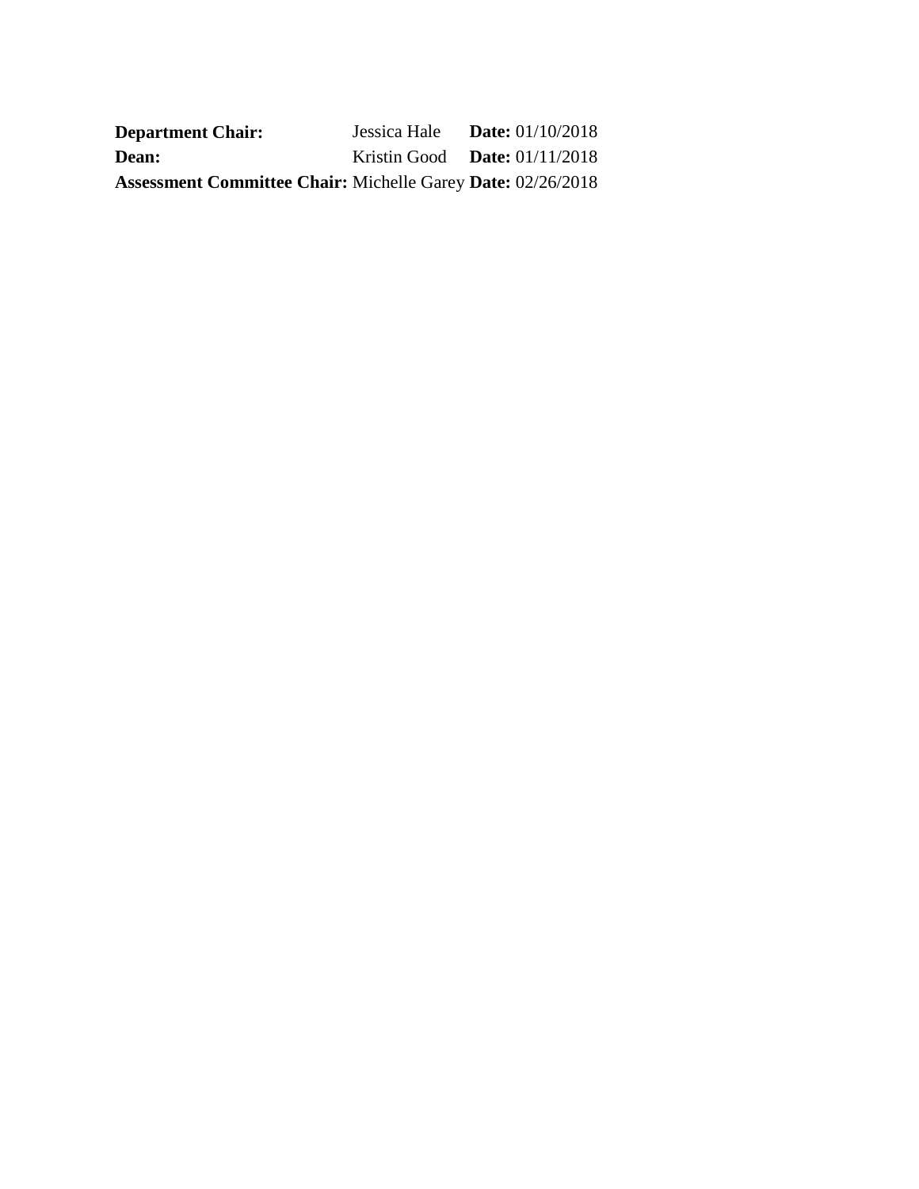| | | |
|---|---|---|
| **Department Chair:** | Jessica Hale | **Date:** 01/10/2018 |
| **Dean:** | Kristin Good | **Date:** 01/11/2018 |
| **Assessment Committee Chair:** | Michelle Garey | **Date:** 02/26/2018 |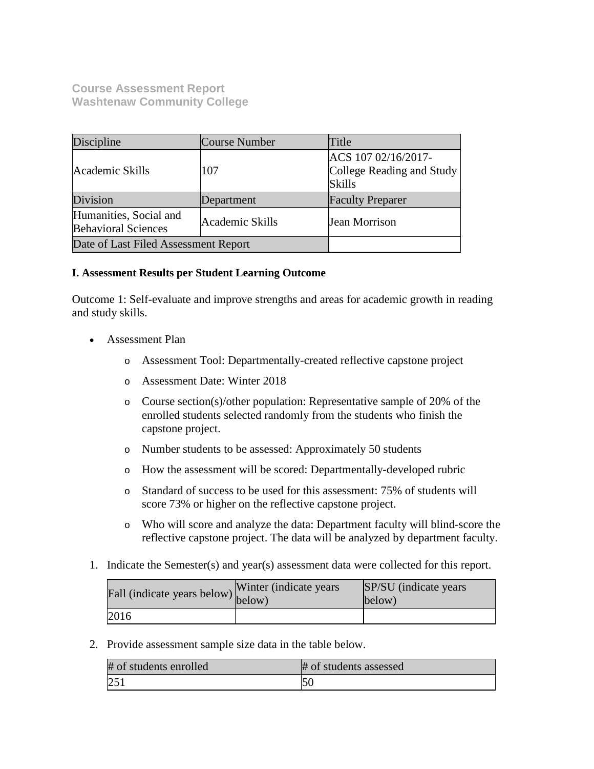**Course Assessment Report**
**Washtenaw Community College**

| Discipline | Course Number | Title |
|---|---|---|
| Academic Skills | 107 | ACS 107 02/16/2017-College Reading and Study Skills |
| Division | Department | Faculty Preparer |
| Humanities, Social and Behavioral Sciences | Academic Skills | Jean Morrison |
| Date of Last Filed Assessment Report | | |

**I. Assessment Results per Student Learning Outcome**

Outcome 1: Self-evaluate and improve strengths and areas for academic growth in reading and study skills.

- Assessment Plan
  - Assessment Tool: Departmentally-created reflective capstone project
  - Assessment Date: Winter 2018
  - Course section(s)/other population: Representative sample of 20% of the enrolled students selected randomly from the students who finish the capstone project.
  - Number students to be assessed: Approximately 50 students
  - How the assessment will be scored: Departmentally-developed rubric
  - Standard of success to be used for this assessment: 75% of students will score 73% or higher on the reflective capstone project.
  - Who will score and analyze the data: Department faculty will blind-score the reflective capstone project. The data will be analyzed by department faculty.

1. Indicate the Semester(s) and year(s) assessment data were collected for this report.

| Fall (indicate years below) | Winter (indicate years below) | SP/SU (indicate years below) |
|---|---|---|
| 2016 | | |

2. Provide assessment sample size data in the table below.

| # of students enrolled | # of students assessed |
|---|---|
| 251 | 50 |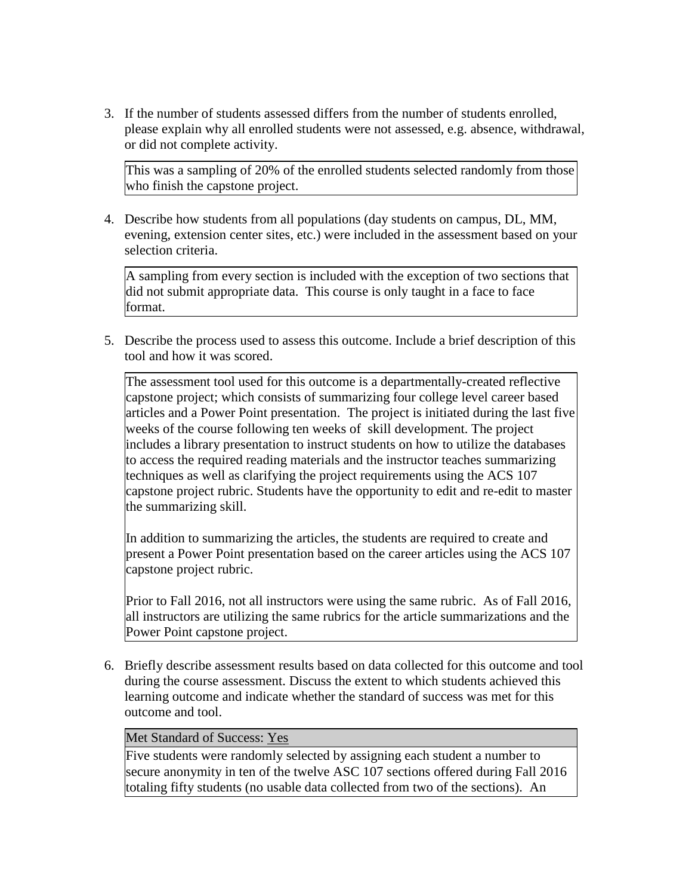3. If the number of students assessed differs from the number of students enrolled, please explain why all enrolled students were not assessed, e.g. absence, withdrawal, or did not complete activity.

   This was a sampling of 20% of the enrolled students selected randomly from those who finish the capstone project.

4. Describe how students from all populations (day students on campus, DL, MM, evening, extension center sites, etc.) were included in the assessment based on your selection criteria.

   A sampling from every section is included with the exception of two sections that did not submit appropriate data. This course is only taught in a face to face format.

5. Describe the process used to assess this outcome. Include a brief description of this tool and how it was scored.

   The assessment tool used for this outcome is a departmentally-created reflective capstone project; which consists of summarizing four college level career based articles and a Power Point presentation. The project is initiated during the last five weeks of the course following ten weeks of skill development. The project includes a library presentation to instruct students on how to utilize the databases to access the required reading materials and the instructor teaches summarizing techniques as well as clarifying the project requirements using the ACS 107 capstone project rubric. Students have the opportunity to edit and re-edit to master the summarizing skill.

   In addition to summarizing the articles, the students are required to create and present a Power Point presentation based on the career articles using the ACS 107 capstone project rubric.

   Prior to Fall 2016, not all instructors were using the same rubric. As of Fall 2016, all instructors are utilizing the same rubrics for the article summarizations and the Power Point capstone project.

6. Briefly describe assessment results based on data collected for this outcome and tool during the course assessment. Discuss the extent to which students achieved this learning outcome and indicate whether the standard of success was met for this outcome and tool.

   Met Standard of Success: Yes

   Five students were randomly selected by assigning each student a number to secure anonymity in ten of the twelve ASC 107 sections offered during Fall 2016 totaling fifty students (no usable data collected from two of the sections). An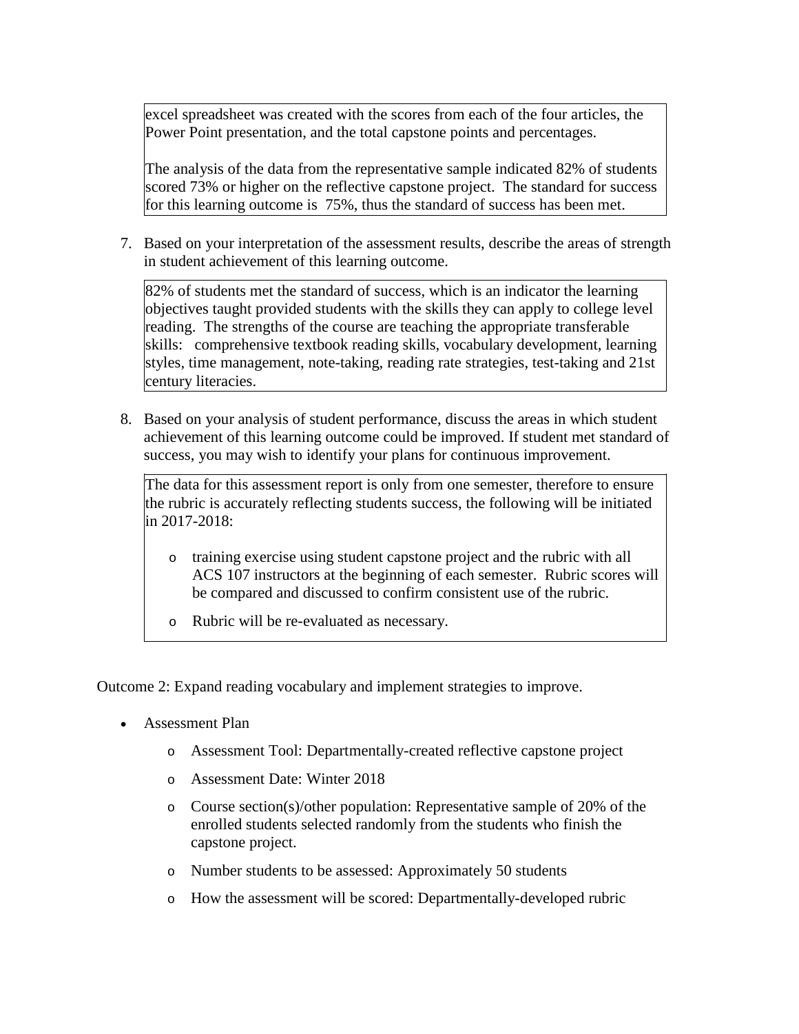excel spreadsheet was created with the scores from each of the four articles, the Power Point presentation, and the total capstone points and percentages.

The analysis of the data from the representative sample indicated 82% of students scored 73% or higher on the reflective capstone project. The standard for success for this learning outcome is 75%, thus the standard of success has been met.

7. Based on your interpretation of the assessment results, describe the areas of strength in student achievement of this learning outcome.

82% of students met the standard of success, which is an indicator the learning objectives taught provided students with the skills they can apply to college level reading. The strengths of the course are teaching the appropriate transferable skills: comprehensive textbook reading skills, vocabulary development, learning styles, time management, note-taking, reading rate strategies, test-taking and 21st century literacies.

8. Based on your analysis of student performance, discuss the areas in which student achievement of this learning outcome could be improved. If student met standard of success, you may wish to identify your plans for continuous improvement.

The data for this assessment report is only from one semester, therefore to ensure the rubric is accurately reflecting students success, the following will be initiated in 2017-2018:

- training exercise using student capstone project and the rubric with all ACS 107 instructors at the beginning of each semester. Rubric scores will be compared and discussed to confirm consistent use of the rubric.
- Rubric will be re-evaluated as necessary.

Outcome 2: Expand reading vocabulary and implement strategies to improve.

- Assessment Plan
  - Assessment Tool: Departmentally-created reflective capstone project
  - Assessment Date: Winter 2018
  - Course section(s)/other population: Representative sample of 20% of the enrolled students selected randomly from the students who finish the capstone project.
  - Number students to be assessed: Approximately 50 students
  - How the assessment will be scored: Departmentally-developed rubric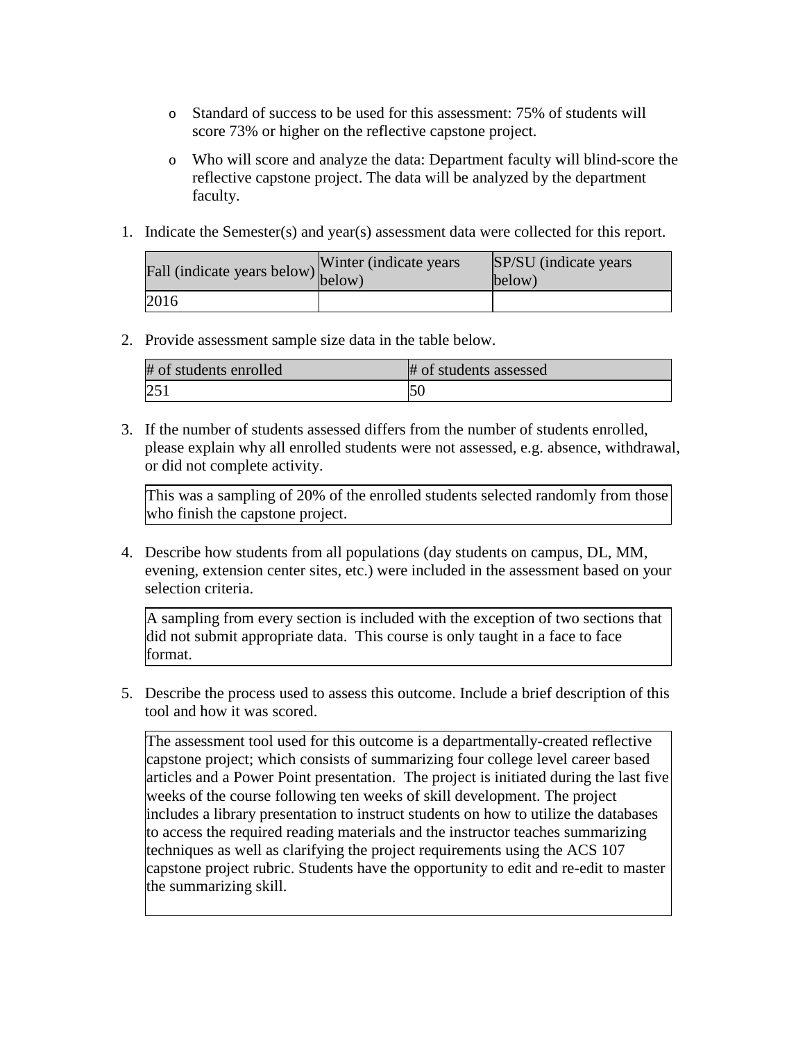- Standard of success to be used for this assessment: 75% of students will score 73% or higher on the reflective capstone project.
- Who will score and analyze the data: Department faculty will blind-score the reflective capstone project. The data will be analyzed by the department faculty.

1. Indicate the Semester(s) and year(s) assessment data were collected for this report.

| Fall (indicate years below) | Winter (indicate years below) | SP/SU (indicate years below) |
| --- | --- | --- |
| 2016 | | |

2. Provide assessment sample size data in the table below.

| # of students enrolled | # of students assessed |
| --- | --- |
| 251 | 50 |

3. If the number of students assessed differs from the number of students enrolled, please explain why all enrolled students were not assessed, e.g. absence, withdrawal, or did not complete activity.

| This was a sampling of 20% of the enrolled students selected randomly from those who finish the capstone project. |
| --- |

4. Describe how students from all populations (day students on campus, DL, MM, evening, extension center sites, etc.) were included in the assessment based on your selection criteria.

| A sampling from every section is included with the exception of two sections that did not submit appropriate data. This course is only taught in a face to face format. |
| --- |

5. Describe the process used to assess this outcome. Include a brief description of this tool and how it was scored.

| The assessment tool used for this outcome is a departmentally-created reflective capstone project; which consists of summarizing four college level career based articles and a Power Point presentation. The project is initiated during the last five weeks of the course following ten weeks of skill development. The project includes a library presentation to instruct students on how to utilize the databases to access the required reading materials and the instructor teaches summarizing techniques as well as clarifying the project requirements using the ACS 107 capstone project rubric. Students have the opportunity to edit and re-edit to master the summarizing skill. |
| --- |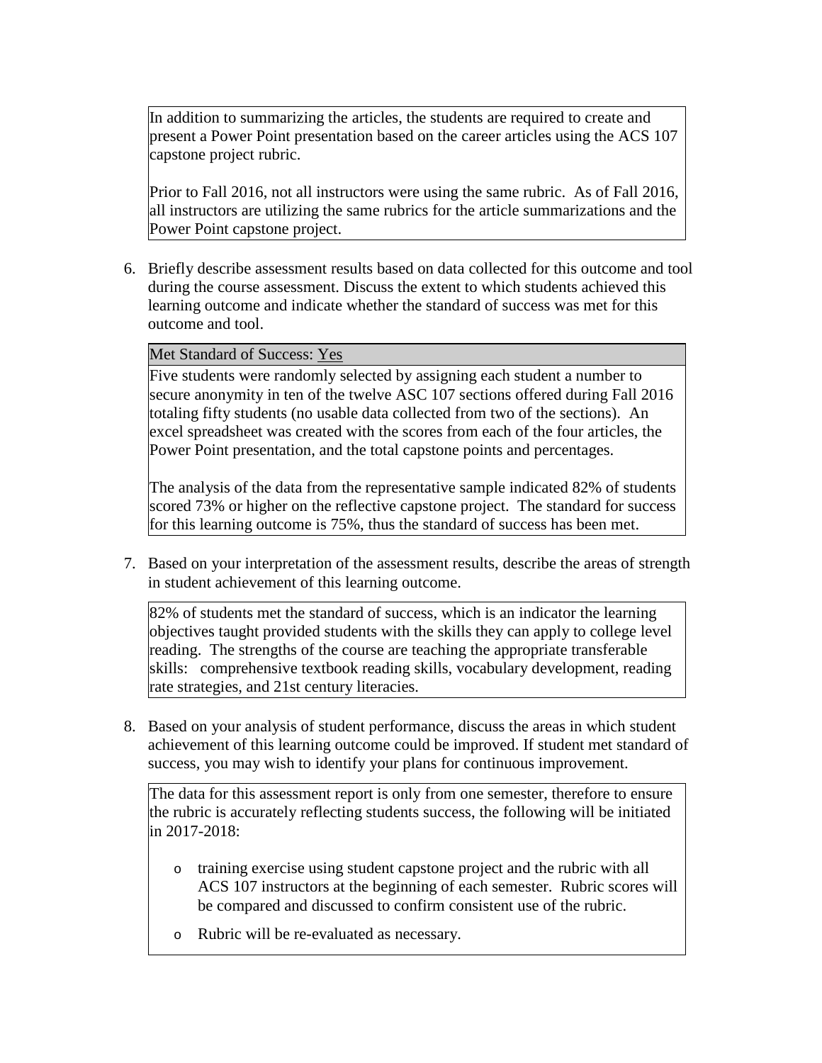In addition to summarizing the articles, the students are required to create and present a Power Point presentation based on the career articles using the ACS 107 capstone project rubric.

Prior to Fall 2016, not all instructors were using the same rubric. As of Fall 2016, all instructors are utilizing the same rubrics for the article summarizations and the Power Point capstone project.

6. Briefly describe assessment results based on data collected for this outcome and tool during the course assessment. Discuss the extent to which students achieved this learning outcome and indicate whether the standard of success was met for this outcome and tool.

Met Standard of Success: Yes

Five students were randomly selected by assigning each student a number to secure anonymity in ten of the twelve ASC 107 sections offered during Fall 2016 totaling fifty students (no usable data collected from two of the sections). An excel spreadsheet was created with the scores from each of the four articles, the Power Point presentation, and the total capstone points and percentages.

The analysis of the data from the representative sample indicated 82% of students scored 73% or higher on the reflective capstone project. The standard for success for this learning outcome is 75%, thus the standard of success has been met.

7. Based on your interpretation of the assessment results, describe the areas of strength in student achievement of this learning outcome.

82% of students met the standard of success, which is an indicator the learning objectives taught provided students with the skills they can apply to college level reading. The strengths of the course are teaching the appropriate transferable skills: comprehensive textbook reading skills, vocabulary development, reading rate strategies, and 21st century literacies.

8. Based on your analysis of student performance, discuss the areas in which student achievement of this learning outcome could be improved. If student met standard of success, you may wish to identify your plans for continuous improvement.

The data for this assessment report is only from one semester, therefore to ensure the rubric is accurately reflecting students success, the following will be initiated in 2017-2018:

- training exercise using student capstone project and the rubric with all ACS 107 instructors at the beginning of each semester. Rubric scores will be compared and discussed to confirm consistent use of the rubric.
- Rubric will be re-evaluated as necessary.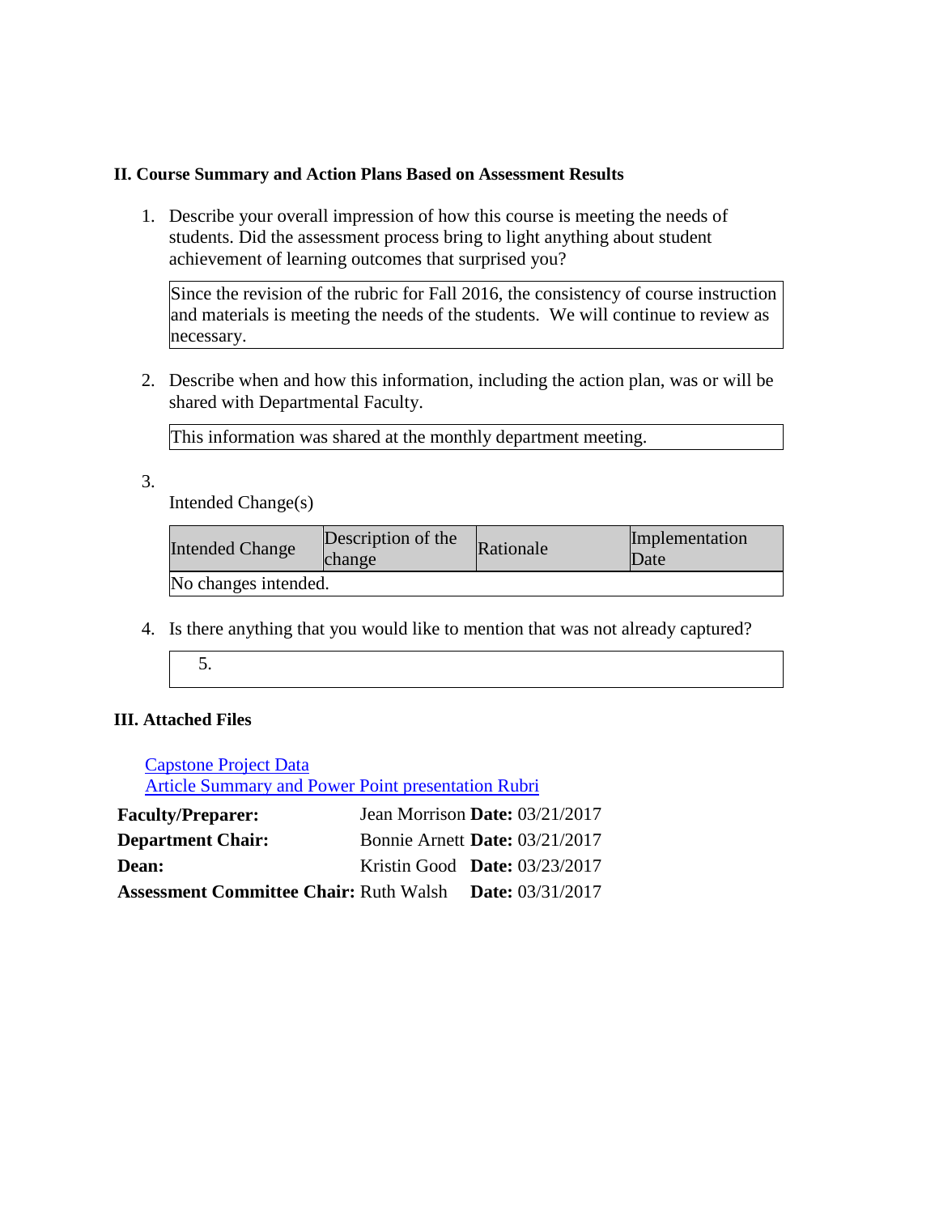## II. Course Summary and Action Plans Based on Assessment Results

1. Describe your overall impression of how this course is meeting the needs of students. Did the assessment process bring to light anything about student achievement of learning outcomes that surprised you?

| Since the revision of the rubric for Fall 2016, the consistency of course instruction and materials is meeting the needs of the students. We will continue to review as necessary. |
|---|

2. Describe when and how this information, including the action plan, was or will be shared with Departmental Faculty.

| This information was shared at the monthly department meeting. |
|---|

3. 

Intended Change(s)

| Intended Change | Description of the change | Rationale | Implementation Date |
|---|---|---|---|
| No changes intended. | | | |

4. Is there anything that you would like to mention that was not already captured?

| 5. |
|---|

## III. Attached Files

Capstone Project Data
Article Summary and Power Point presentation Rubri

| | | |
|---|---|---|
| **Faculty/Preparer:** | Jean Morrison | **Date:** 03/21/2017 |
| **Department Chair:** | Bonnie Arnett | **Date:** 03/21/2017 |
| **Dean:** | Kristin Good | **Date:** 03/23/2017 |
| **Assessment Committee Chair:** | Ruth Walsh | **Date:** 03/31/2017 |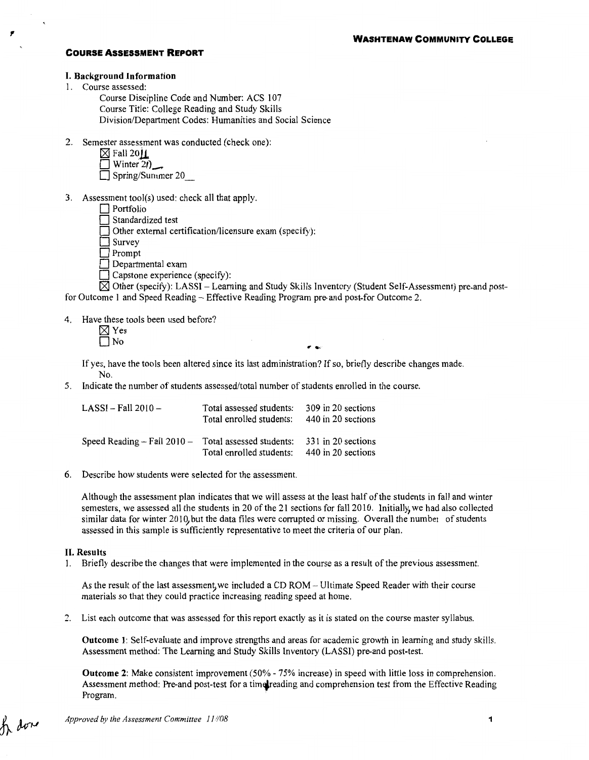**Washtenaw Community College**

## Course Assessment Report

### I. Background Information

1. Course assessed:
   Course Discipline Code and Number: ACS 107
   Course Title: College Reading and Study Skills
   Division/Department Codes: Humanities and Social Science

2. Semester assessment was conducted (check one):
   ☒ Fall 2011
   ☐ Winter 20__
   ☐ Spring/Summer 20__

3. Assessment tool(s) used: check all that apply.
   ☐ Portfolio
   ☐ Standardized test
   ☐ Other external certification/licensure exam (specify):
   ☐ Survey
   ☐ Prompt
   ☐ Departmental exam
   ☐ Capstone experience (specify):
   ☒ Other (specify): LASSI – Learning and Study Skills Inventory (Student Self-Assessment) pre-and post-for Outcome 1 and Speed Reading – Effective Reading Program pre-and post-for Outcome 2.

4. Have these tools been used before?
   ☒ Yes
   ☐ No

   If yes, have the tools been altered since its last administration? If so, briefly describe changes made.
   No.

5. Indicate the number of students assessed/total number of students enrolled in the course.

| | | |
|---|---|---|
| LASSI – Fall 2010 – | Total assessed students: | 309 in 20 sections |
| | Total enrolled students: | 440 in 20 sections |
| Speed Reading – Fall 2010 – | Total assessed students: | 331 in 20 sections |
| | Total enrolled students: | 440 in 20 sections |

6. Describe how students were selected for the assessment.

   Although the assessment plan indicates that we will assess at the least half of the students in fall and winter semesters, we assessed all the students in 20 of the 21 sections for fall 2010. Initially, we had also collected similar data for winter 2010, but the data files were corrupted or missing. Overall the number of students assessed in this sample is sufficiently representative to meet the criteria of our plan.

### II. Results

1. Briefly describe the changes that were implemented in the course as a result of the previous assessment.

   As the result of the last assessment, we included a CD ROM – Ultimate Speed Reader with their course materials so that they could practice increasing reading speed at home.

2. List each outcome that was assessed for this report exactly as it is stated on the course master syllabus.

   **Outcome 1**: Self-evaluate and improve strengths and areas for academic growth in learning and study skills. Assessment method: The Learning and Study Skills Inventory (LASSI) pre-and post-test.

   **Outcome 2**: Make consistent improvement (50% - 75% increase) in speed with little loss in comprehension. Assessment method: Pre-and post-test for a timed reading and comprehension test from the Effective Reading Program.

*Approved by the Assessment Committee 11/08*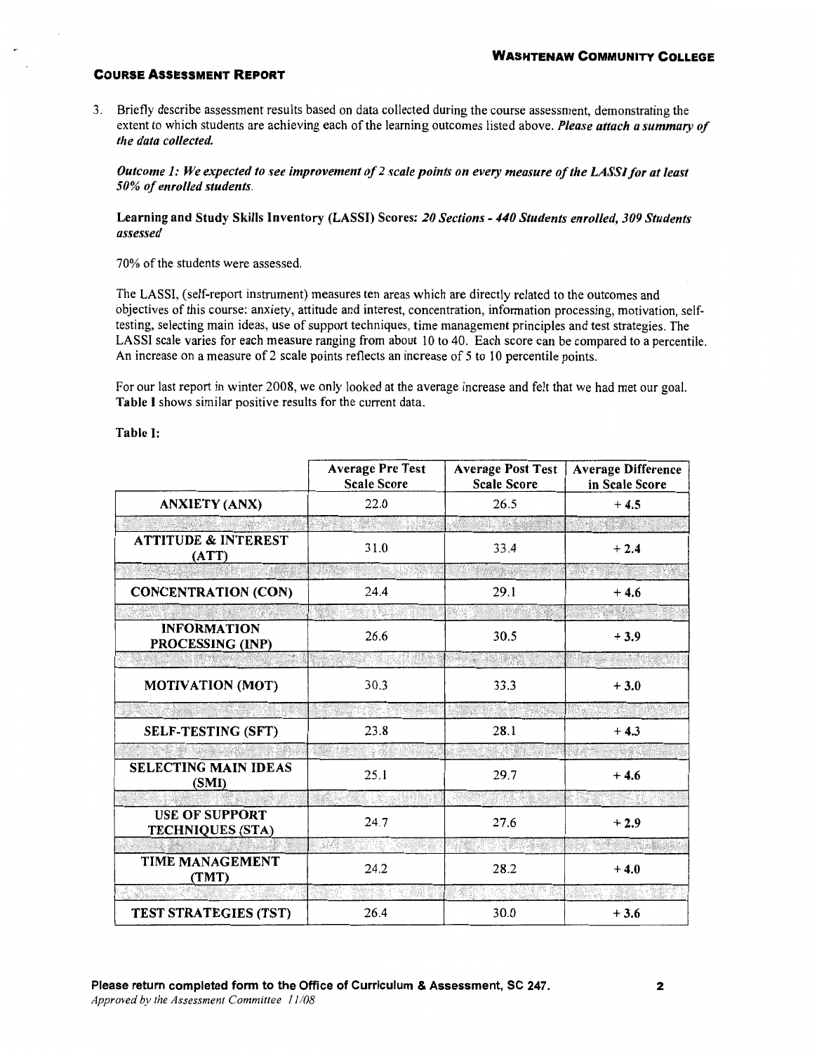**COURSE ASSESSMENT REPORT**

3. Briefly describe assessment results based on data collected during the course assessment, demonstrating the extent to which students are achieving each of the learning outcomes listed above. ***Please attach a summary of the data collected.***

***Outcome 1: We expected to see improvement of 2 scale points on every measure of the LASSI for at least 50% of enrolled students.***

**Learning and Study Skills Inventory (LASSI) Scores:** ***20 Sections - 440 Students enrolled, 309 Students assessed***

70% of the students were assessed.

The LASSI, (self-report instrument) measures ten areas which are directly related to the outcomes and objectives of this course: anxiety, attitude and interest, concentration, information processing, motivation, self-testing, selecting main ideas, use of support techniques, time management principles and test strategies. The LASSI scale varies for each measure ranging from about 10 to 40. Each score can be compared to a percentile. An increase on a measure of 2 scale points reflects an increase of 5 to 10 percentile points.

For our last report in winter 2008, we only looked at the average increase and felt that we had met our goal. **Table I** shows similar positive results for the current data.

**Table I:**

| | Average Pre Test Scale Score | Average Post Test Scale Score | Average Difference in Scale Score |
|---|---|---|---|
| **ANXIETY (ANX)** | 22.0 | 26.5 | **+ 4.5** |
| **ATTITUDE & INTEREST (ATT)** | 31.0 | 33.4 | **+ 2.4** |
| **CONCENTRATION (CON)** | 24.4 | 29.1 | **+ 4.6** |
| **INFORMATION PROCESSING (INP)** | 26.6 | 30.5 | **+ 3.9** |
| **MOTIVATION (MOT)** | 30.3 | 33.3 | **+ 3.0** |
| **SELF-TESTING (SFT)** | 23.8 | 28.1 | **+ 4.3** |
| **SELECTING MAIN IDEAS (SMI)** | 25.1 | 29.7 | **+ 4.6** |
| **USE OF SUPPORT TECHNIQUES (STA)** | 24.7 | 27.6 | **+ 2.9** |
| **TIME MANAGEMENT (TMT)** | 24.2 | 28.2 | **+ 4.0** |
| **TEST STRATEGIES (TST)** | 26.4 | 30.0 | **+ 3.6** |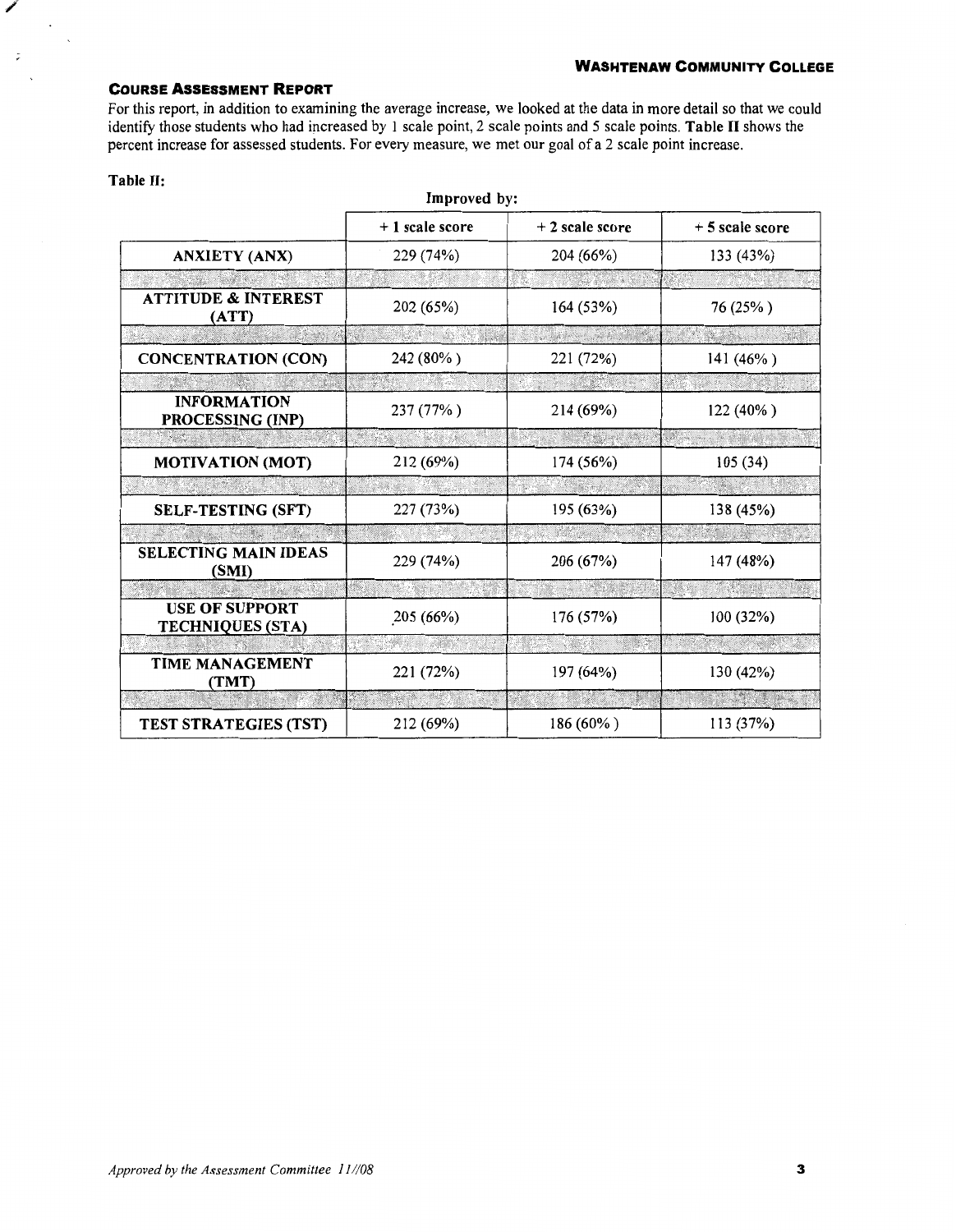**COURSE ASSESSMENT REPORT**

For this report, in addition to examining the average increase, we looked at the data in more detail so that we could identify those students who had increased by 1 scale point, 2 scale points and 5 scale points. **Table II** shows the percent increase for assessed students. For every measure, we met our goal of a 2 scale point increase.

**Table II:**

| | Improved by: | | |
|---|---|---|---|
| | + 1 scale score | + 2 scale score | + 5 scale score |
| **ANXIETY (ANX)** | 229 (74%) | 204 (66%) | 133 (43%) |
| **ATTITUDE & INTEREST (ATT)** | 202 (65%) | 164 (53%) | 76 (25% ) |
| **CONCENTRATION (CON)** | 242 (80% ) | 221 (72%) | 141 (46% ) |
| **INFORMATION PROCESSING (INP)** | 237 (77% ) | 214 (69%) | 122 (40% ) |
| **MOTIVATION (MOT)** | 212 (69%) | 174 (56%) | 105 (34) |
| **SELF-TESTING (SFT)** | 227 (73%) | 195 (63%) | 138 (45%) |
| **SELECTING MAIN IDEAS (SMI)** | 229 (74%) | 206 (67%) | 147 (48%) |
| **USE OF SUPPORT TECHNIQUES (STA)** | 205 (66%) | 176 (57%) | 100 (32%) |
| **TIME MANAGEMENT (TMT)** | 221 (72%) | 197 (64%) | 130 (42%) |
| **TEST STRATEGIES (TST)** | 212 (69%) | 186 (60% ) | 113 (37%) |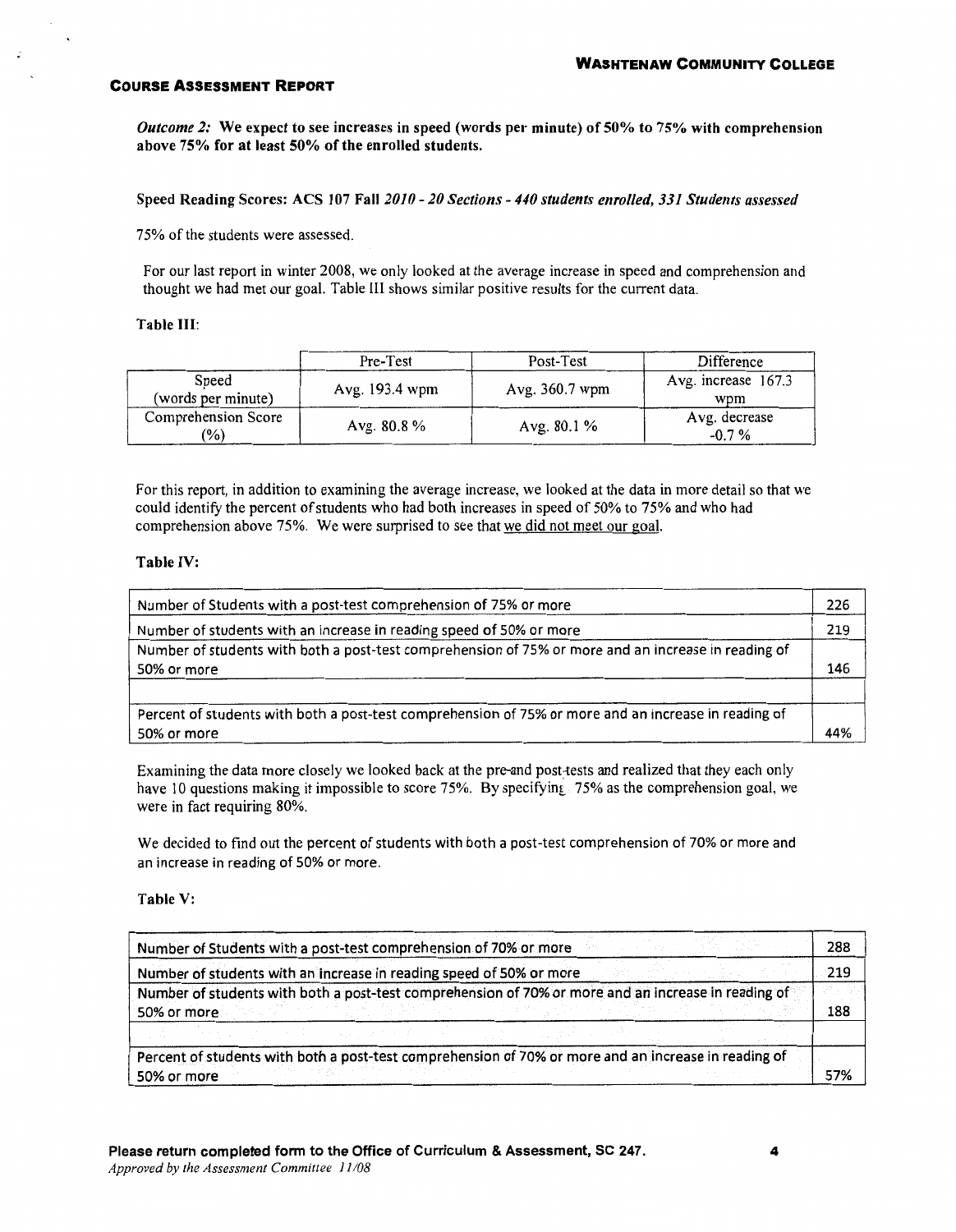**Course Assessment Report**

*Outcome 2:* **We expect to see increases in speed (words per minute) of 50% to 75% with comprehension above 75% for at least 50% of the enrolled students.**

**Speed Reading Scores: ACS 107 Fall** ***2010 - 20 Sections - 440 students enrolled, 331 Students assessed***

75% of the students were assessed.

For our last report in winter 2008, we only looked at the average increase in speed and comprehension and thought we had met our goal. Table III shows similar positive results for the current data.

**Table III:**

| | Pre-Test | Post-Test | Difference |
|---|---|---|---|
| Speed (words per minute) | Avg. 193.4 wpm | Avg. 360.7 wpm | Avg. increase 167.3 wpm |
| Comprehension Score (%) | Avg. 80.8 % | Avg. 80.1 % | Avg. decrease -0.7 % |

For this report, in addition to examining the average increase, we looked at the data in more detail so that we could identify the percent of students who had both increases in speed of 50% to 75% and who had comprehension above 75%. We were surprised to see that <u>we did not meet our goal</u>.

**Table IV:**

| | |
|---|---|
| Number of Students with a post-test comprehension of 75% or more | 226 |
| Number of students with an increase in reading speed of 50% or more | 219 |
| Number of students with both a post-test comprehension of 75% or more and an increase in reading of 50% or more | 146 |
| | |
| Percent of students with both a post-test comprehension of 75% or more and an increase in reading of 50% or more | 44% |

Examining the data more closely we looked back at the pre-and post-tests and realized that they each only have 10 questions making it impossible to score 75%. By specifying 75% as the comprehension goal, we were in fact requiring 80%.

We decided to find out the percent of students with both a post-test comprehension of 70% or more and an increase in reading of 50% or more.

**Table V:**

| | |
|---|---|
| Number of Students with a post-test comprehension of 70% or more | 288 |
| Number of students with an increase in reading speed of 50% or more | 219 |
| Number of students with both a post-test comprehension of 70% or more and an increase in reading of 50% or more | 188 |
| | |
| Percent of students with both a post-test comprehension of 70% or more and an increase in reading of 50% or more | 57% |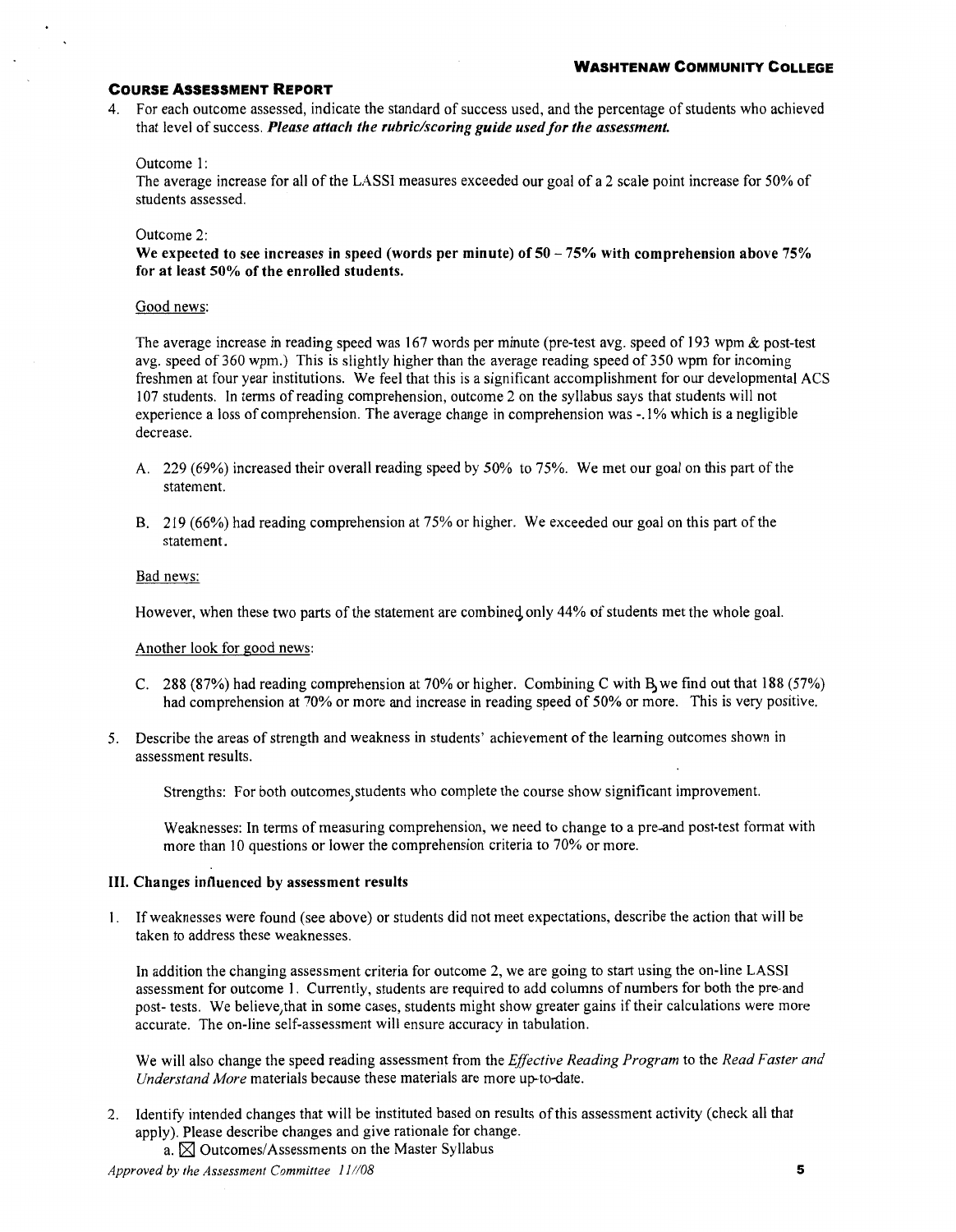**COURSE ASSESSMENT REPORT**

4. For each outcome assessed, indicate the standard of success used, and the percentage of students who achieved that level of success. ***Please attach the rubric/scoring guide used for the assessment.***

   Outcome 1:
   The average increase for all of the LASSI measures exceeded our goal of a 2 scale point increase for 50% of students assessed.

   Outcome 2:
   **We expected to see increases in speed (words per minute) of 50 – 75% with comprehension above 75% for at least 50% of the enrolled students.**

   Good news:

   The average increase in reading speed was 167 words per minute (pre-test avg. speed of 193 wpm & post-test avg. speed of 360 wpm.) This is slightly higher than the average reading speed of 350 wpm for incoming freshmen at four year institutions. We feel that this is a significant accomplishment for our developmental ACS 107 students. In terms of reading comprehension, outcome 2 on the syllabus says that students will not experience a loss of comprehension. The average change in comprehension was -.1% which is a negligible decrease.

   A. 229 (69%) increased their overall reading speed by 50% to 75%. We met our goal on this part of the statement.

   B. 219 (66%) had reading comprehension at 75% or higher. We exceeded our goal on this part of the statement.

   Bad news:

   However, when these two parts of the statement are combined, only 44% of students met the whole goal.

   Another look for good news:

   C. 288 (87%) had reading comprehension at 70% or higher. Combining C with B, we find out that 188 (57%) had comprehension at 70% or more and increase in reading speed of 50% or more. This is very positive.

5. Describe the areas of strength and weakness in students' achievement of the learning outcomes shown in assessment results.

   Strengths: For both outcomes, students who complete the course show significant improvement.

   Weaknesses: In terms of measuring comprehension, we need to change to a pre-and post-test format with more than 10 questions or lower the comprehension criteria to 70% or more.

**III. Changes influenced by assessment results**

1. If weaknesses were found (see above) or students did not meet expectations, describe the action that will be taken to address these weaknesses.

   In addition the changing assessment criteria for outcome 2, we are going to start using the on-line LASSI assessment for outcome 1. Currently, students are required to add columns of numbers for both the pre-and post- tests. We believe, that in some cases, students might show greater gains if their calculations were more accurate. The on-line self-assessment will ensure accuracy in tabulation.

   We will also change the speed reading assessment from the *Effective Reading Program* to the *Read Faster and Understand More* materials because these materials are more up-to-date.

2. Identify intended changes that will be instituted based on results of this assessment activity (check all that apply). Please describe changes and give rationale for change.

   a. ☒ Outcomes/Assessments on the Master Syllabus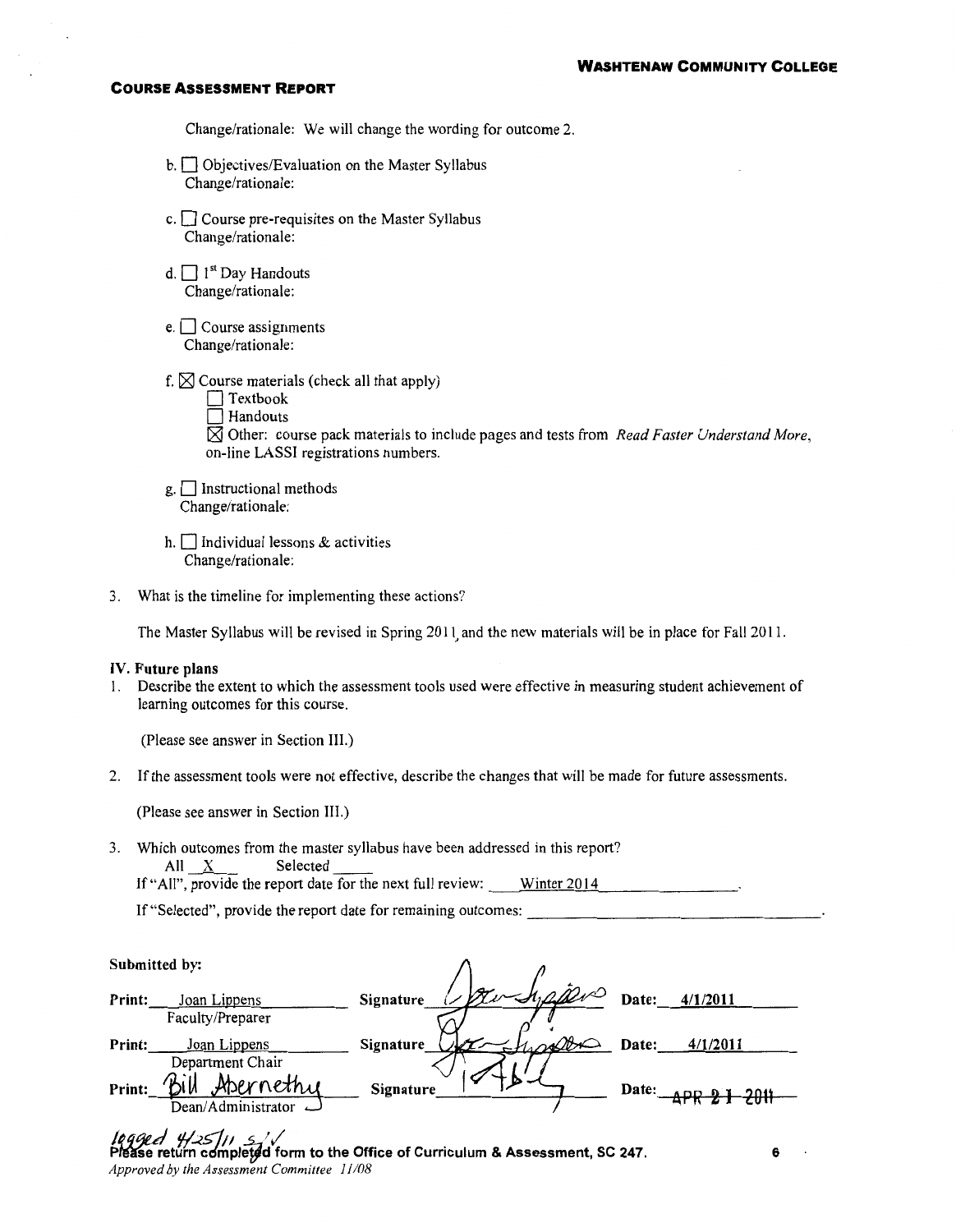Change/rationale: We will change the wording for outcome 2.

b. ☐ Objectives/Evaluation on the Master Syllabus
Change/rationale:

c. ☐ Course pre-requisites on the Master Syllabus
Change/rationale:

d. ☐ 1st Day Handouts
Change/rationale:

e. ☐ Course assignments
Change/rationale:

f. ☒ Course materials (check all that apply)
☐ Textbook
☐ Handouts
☒ Other: course pack materials to include pages and tests from *Read Faster Understand More*, on-line LASSI registrations numbers.

g. ☐ Instructional methods
Change/rationale:

h. ☐ Individual lessons & activities
Change/rationale:

3. What is the timeline for implementing these actions?

The Master Syllabus will be revised in Spring 2011, and the new materials will be in place for Fall 2011.

**IV. Future plans**

1. Describe the extent to which the assessment tools used were effective in measuring student achievement of learning outcomes for this course.

(Please see answer in Section III.)

2. If the assessment tools were not effective, describe the changes that will be made for future assessments.

(Please see answer in Section III.)

3. Which outcomes from the master syllabus have been addressed in this report?
All __X__ Selected ____
If "All", provide the report date for the next full review: Winter 2014
If "Selected", provide the report date for remaining outcomes: ____________

**Submitted by:**

| | | | |
|---|---|---|---|
| Print: Joan Lippens<br>Faculty/Preparer | Signature [signature] | Date: 4/1/2011 |
| Print: Joan Lippens<br>Department Chair | Signature [signature] | Date: 4/1/2011 |
| Print: Bill Abernethy<br>Dean/Administrator | Signature [signature] | Date: APR 21 2011 |

logged 4/25/11 s.v.

**Please return completed form to the Office of Curriculum & Assessment, SC 247.**

*Approved by the Assessment Committee 11/08*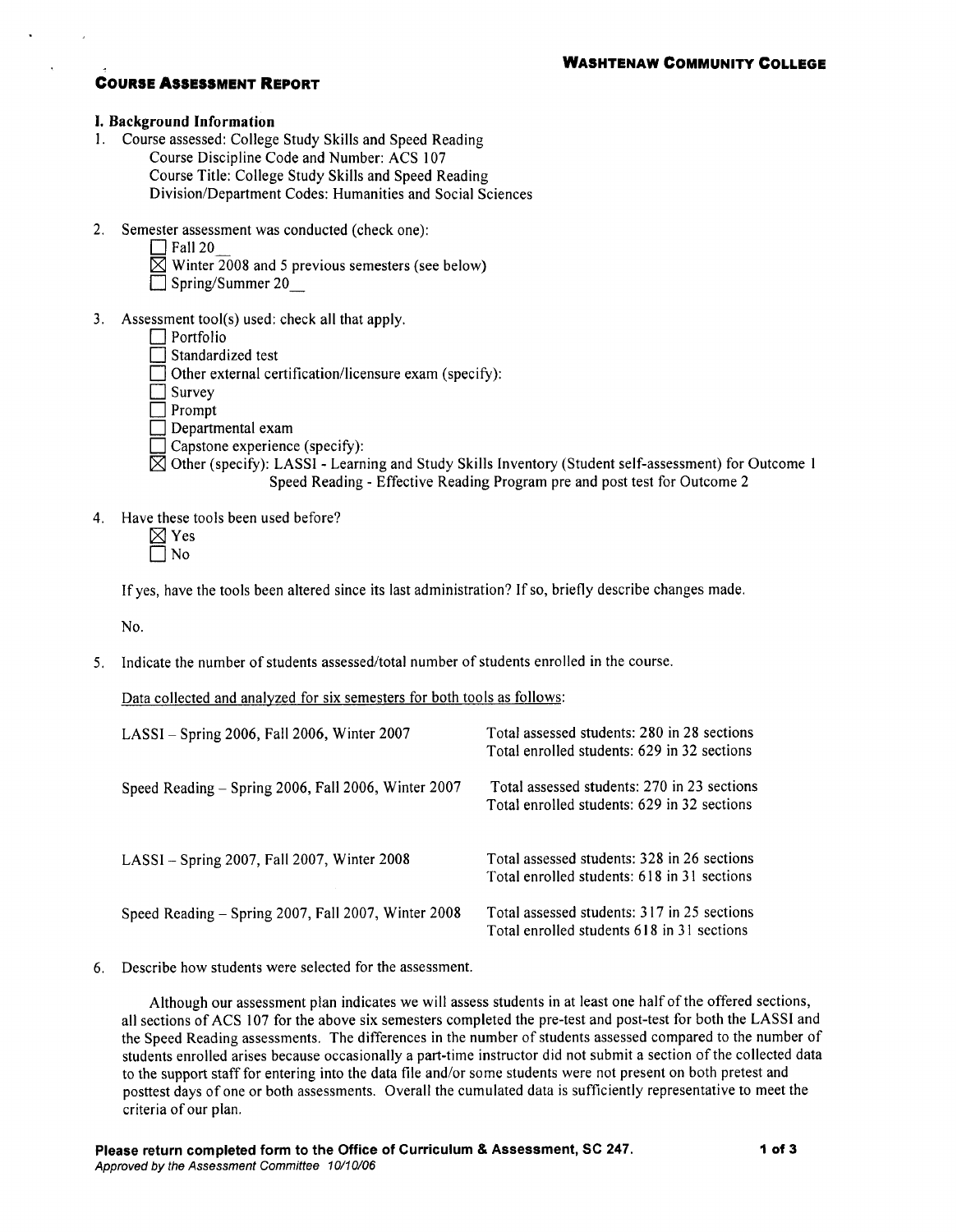**WASHTENAW COMMUNITY COLLEGE**

## COURSE ASSESSMENT REPORT

### I. Background Information

1. Course assessed: College Study Skills and Speed Reading
   Course Discipline Code and Number: ACS 107
   Course Title: College Study Skills and Speed Reading
   Division/Department Codes: Humanities and Social Sciences

2. Semester assessment was conducted (check one):
   - ☐ Fall 20__
   - ☒ Winter 2008 and 5 previous semesters (see below)
   - ☐ Spring/Summer 20__

3. Assessment tool(s) used: check all that apply.
   - ☐ Portfolio
   - ☐ Standardized test
   - ☐ Other external certification/licensure exam (specify):
   - ☐ Survey
   - ☐ Prompt
   - ☐ Departmental exam
   - ☐ Capstone experience (specify):
   - ☒ Other (specify): LASSI - Learning and Study Skills Inventory (Student self-assessment) for Outcome 1
     Speed Reading - Effective Reading Program pre and post test for Outcome 2

4. Have these tools been used before?
   - ☒ Yes
   - ☐ No

   If yes, have the tools been altered since its last administration? If so, briefly describe changes made.

   No.

5. Indicate the number of students assessed/total number of students enrolled in the course.

   Data collected and analyzed for six semesters for both tools as follows:

   | | |
   |---|---|
   | LASSI – Spring 2006, Fall 2006, Winter 2007 | Total assessed students: 280 in 28 sections<br>Total enrolled students: 629 in 32 sections |
   | Speed Reading – Spring 2006, Fall 2006, Winter 2007 | Total assessed students: 270 in 23 sections<br>Total enrolled students: 629 in 32 sections |
   | LASSI – Spring 2007, Fall 2007, Winter 2008 | Total assessed students: 328 in 26 sections<br>Total enrolled students: 618 in 31 sections |
   | Speed Reading – Spring 2007, Fall 2007, Winter 2008 | Total assessed students: 317 in 25 sections<br>Total enrolled students 618 in 31 sections |

6. Describe how students were selected for the assessment.

   Although our assessment plan indicates we will assess students in at least one half of the offered sections, all sections of ACS 107 for the above six semesters completed the pre-test and post-test for both the LASSI and the Speed Reading assessments. The differences in the number of students assessed compared to the number of students enrolled arises because occasionally a part-time instructor did not submit a section of the collected data to the support staff for entering into the data file and/or some students were not present on both pretest and posttest days of one or both assessments. Overall the cumulated data is sufficiently representative to meet the criteria of our plan.

**Please return completed form to the Office of Curriculum & Assessment, SC 247.**
*Approved by the Assessment Committee 10/10/06*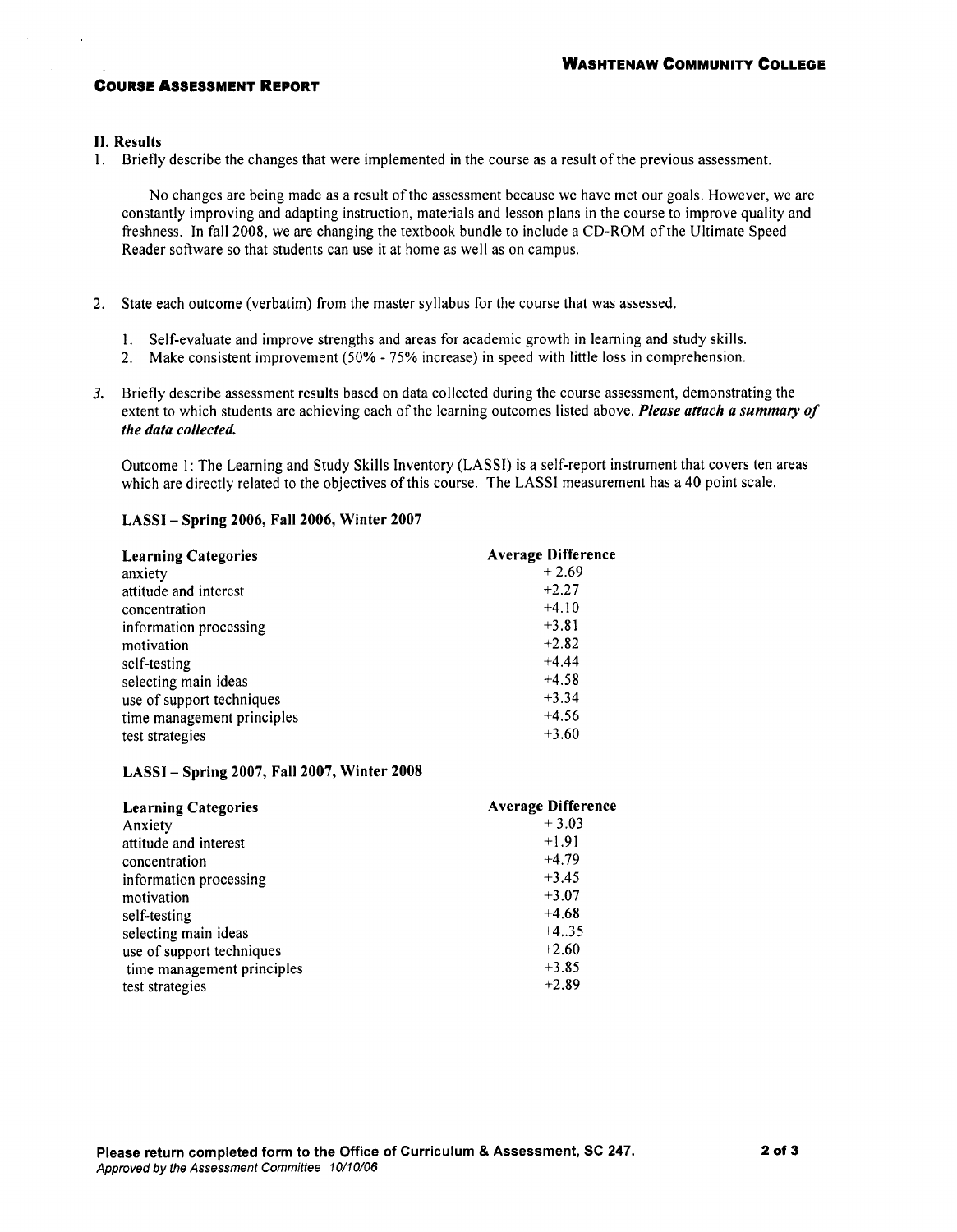**WASHTENAW COMMUNITY COLLEGE**

**COURSE ASSESSMENT REPORT**

## II. Results

1. Briefly describe the changes that were implemented in the course as a result of the previous assessment.

   No changes are being made as a result of the assessment because we have met our goals. However, we are constantly improving and adapting instruction, materials and lesson plans in the course to improve quality and freshness. In fall 2008, we are changing the textbook bundle to include a CD-ROM of the Ultimate Speed Reader software so that students can use it at home as well as on campus.

2. State each outcome (verbatim) from the master syllabus for the course that was assessed.

   1. Self-evaluate and improve strengths and areas for academic growth in learning and study skills.
   2. Make consistent improvement (50% - 75% increase) in speed with little loss in comprehension.

3. Briefly describe assessment results based on data collected during the course assessment, demonstrating the extent to which students are achieving each of the learning outcomes listed above. ***Please attach a summary of the data collected.***

   Outcome 1: The Learning and Study Skills Inventory (LASSI) is a self-report instrument that covers ten areas which are directly related to the objectives of this course. The LASSI measurement has a 40 point scale.

**LASSI – Spring 2006, Fall 2006, Winter 2007**

| Learning Categories | Average Difference |
|---|---|
| anxiety | + 2.69 |
| attitude and interest | +2.27 |
| concentration | +4.10 |
| information processing | +3.81 |
| motivation | +2.82 |
| self-testing | +4.44 |
| selecting main ideas | +4.58 |
| use of support techniques | +3.34 |
| time management principles | +4.56 |
| test strategies | +3.60 |

**LASSI – Spring 2007, Fall 2007, Winter 2008**

| Learning Categories | Average Difference |
|---|---|
| Anxiety | + 3.03 |
| attitude and interest | +1.91 |
| concentration | +4.79 |
| information processing | +3.45 |
| motivation | +3.07 |
| self-testing | +4.68 |
| selecting main ideas | +4..35 |
| use of support techniques | +2.60 |
| time management principles | +3.85 |
| test strategies | +2.89 |

**Please return completed form to the Office of Curriculum & Assessment, SC 247.**
*Approved by the Assessment Committee 10/10/06*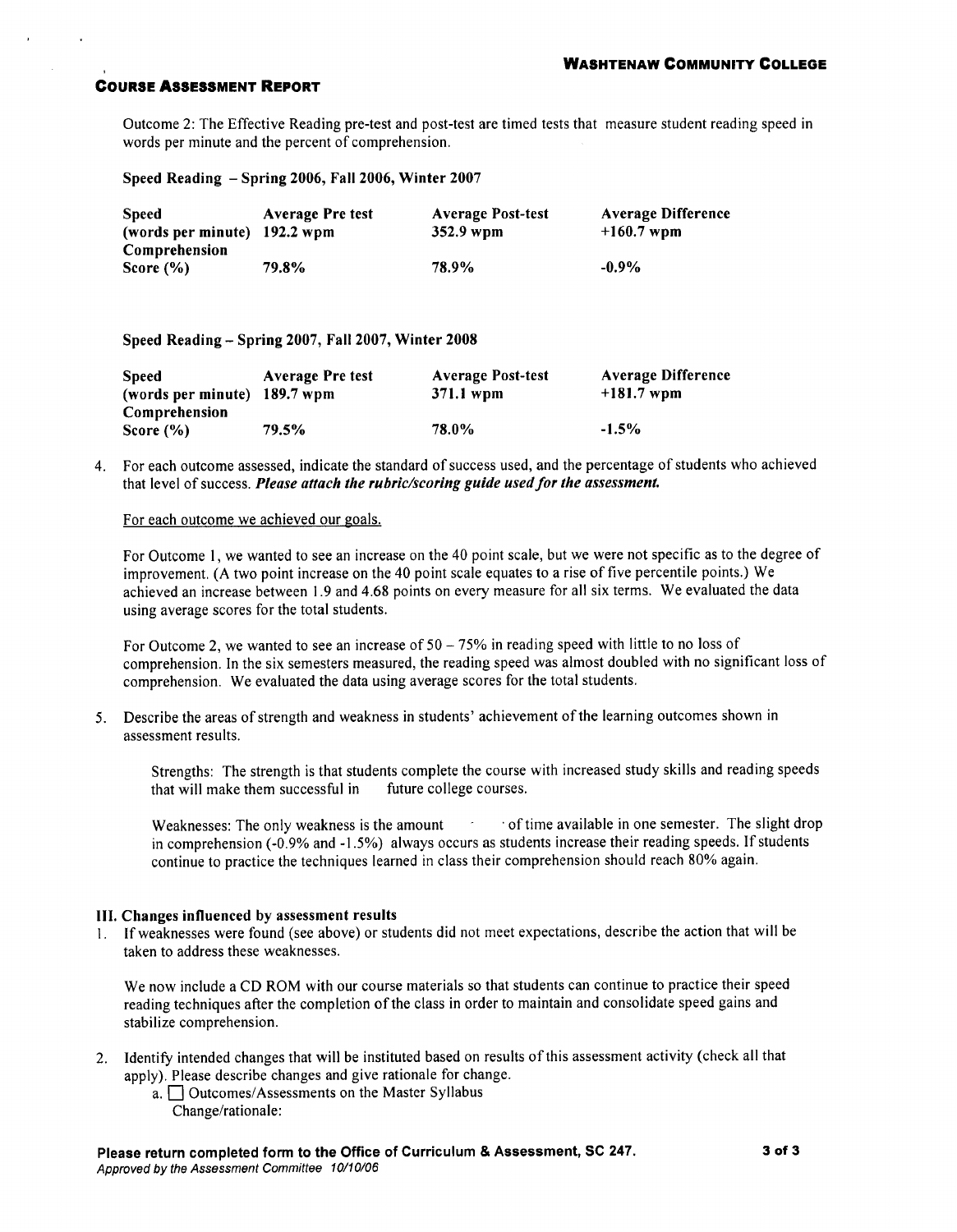Outcome 2: The Effective Reading pre-test and post-test are timed tests that measure student reading speed in words per minute and the percent of comprehension.

**Speed Reading – Spring 2006, Fall 2006, Winter 2007**

| | Average Pre test | Average Post-test | Average Difference |
|---|---|---|---|
| **Speed (words per minute)** | **192.2 wpm** | **352.9 wpm** | **+160.7 wpm** |
| **Comprehension Score (%)** | **79.8%** | **78.9%** | **-0.9%** |

**Speed Reading – Spring 2007, Fall 2007, Winter 2008**

| | Average Pre test | Average Post-test | Average Difference |
|---|---|---|---|
| **Speed (words per minute)** | **189.7 wpm** | **371.1 wpm** | **+181.7 wpm** |
| **Comprehension Score (%)** | **79.5%** | **78.0%** | **-1.5%** |

4. For each outcome assessed, indicate the standard of success used, and the percentage of students who achieved that level of success. ***Please attach the rubric/scoring guide used for the assessment.***

   For each outcome we achieved our goals.

   For Outcome 1, we wanted to see an increase on the 40 point scale, but we were not specific as to the degree of improvement. (A two point increase on the 40 point scale equates to a rise of five percentile points.) We achieved an increase between 1.9 and 4.68 points on every measure for all six terms. We evaluated the data using average scores for the total students.

   For Outcome 2, we wanted to see an increase of 50 – 75% in reading speed with little to no loss of comprehension. In the six semesters measured, the reading speed was almost doubled with no significant loss of comprehension. We evaluated the data using average scores for the total students.

5. Describe the areas of strength and weakness in students' achievement of the learning outcomes shown in assessment results.

   Strengths: The strength is that students complete the course with increased study skills and reading speeds that will make them successful in future college courses.

   Weaknesses: The only weakness is the amount of time available in one semester. The slight drop in comprehension (-0.9% and -1.5%) always occurs as students increase their reading speeds. If students continue to practice the techniques learned in class their comprehension should reach 80% again.

### III. Changes influenced by assessment results

1. If weaknesses were found (see above) or students did not meet expectations, describe the action that will be taken to address these weaknesses.

   We now include a CD ROM with our course materials so that students can continue to practice their speed reading techniques after the completion of the class in order to maintain and consolidate speed gains and stabilize comprehension.

2. Identify intended changes that will be instituted based on results of this assessment activity (check all that apply). Please describe changes and give rationale for change.
   a. ☐ Outcomes/Assessments on the Master Syllabus
      Change/rationale:

**Please return completed form to the Office of Curriculum & Assessment, SC 247.**
*Approved by the Assessment Committee 10/10/06*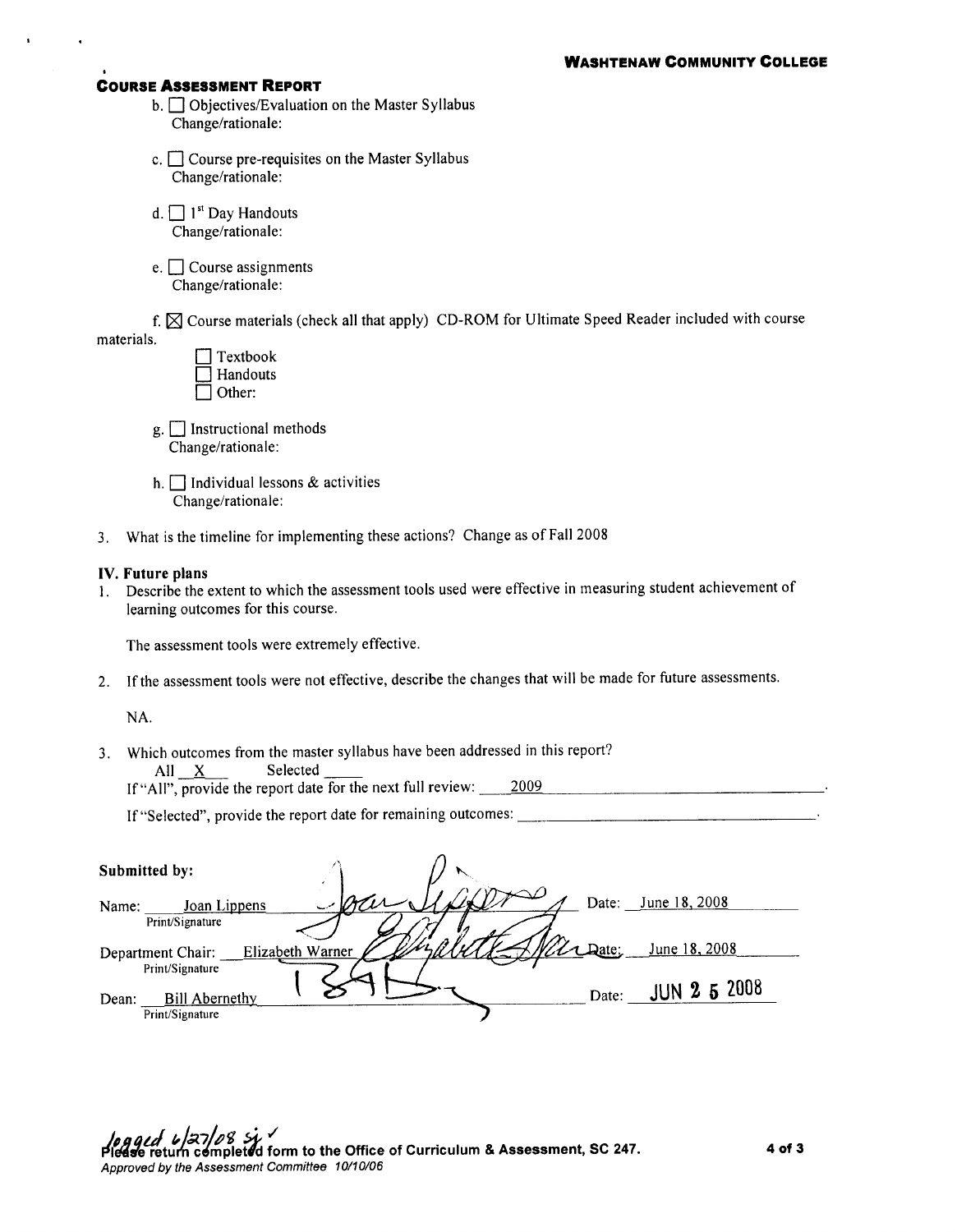**COURSE ASSESSMENT REPORT**

b. ☐ Objectives/Evaluation on the Master Syllabus
Change/rationale:

c. ☐ Course pre-requisites on the Master Syllabus
Change/rationale:

d. ☐ 1st Day Handouts
Change/rationale:

e. ☐ Course assignments
Change/rationale:

f. ☒ Course materials (check all that apply) CD-ROM for Ultimate Speed Reader included with course materials.

☐ Textbook
☐ Handouts
☐ Other:

g. ☐ Instructional methods
Change/rationale:

h. ☐ Individual lessons & activities
Change/rationale:

3. What is the timeline for implementing these actions? Change as of Fall 2008

## IV. Future plans

1. Describe the extent to which the assessment tools used were effective in measuring student achievement of learning outcomes for this course.

   The assessment tools were extremely effective.

2. If the assessment tools were not effective, describe the changes that will be made for future assessments.

   NA.

3. Which outcomes from the master syllabus have been addressed in this report?
   All X Selected ____
   If "All", provide the report date for the next full review: 2009
   If "Selected", provide the report date for remaining outcomes: ____________

**Submitted by:**

Name: Joan Lippens (Print/Signature) Date: June 18, 2008

Department Chair: Elizabeth Warner (Print/Signature) Date: June 18, 2008

Dean: Bill Abernethy (Print/Signature) Date: JUN 25 2008

Logged 6/27/08 sj ✓

**Please return completed form to the Office of Curriculum & Assessment, SC 247.**

*Approved by the Assessment Committee 10/10/06*